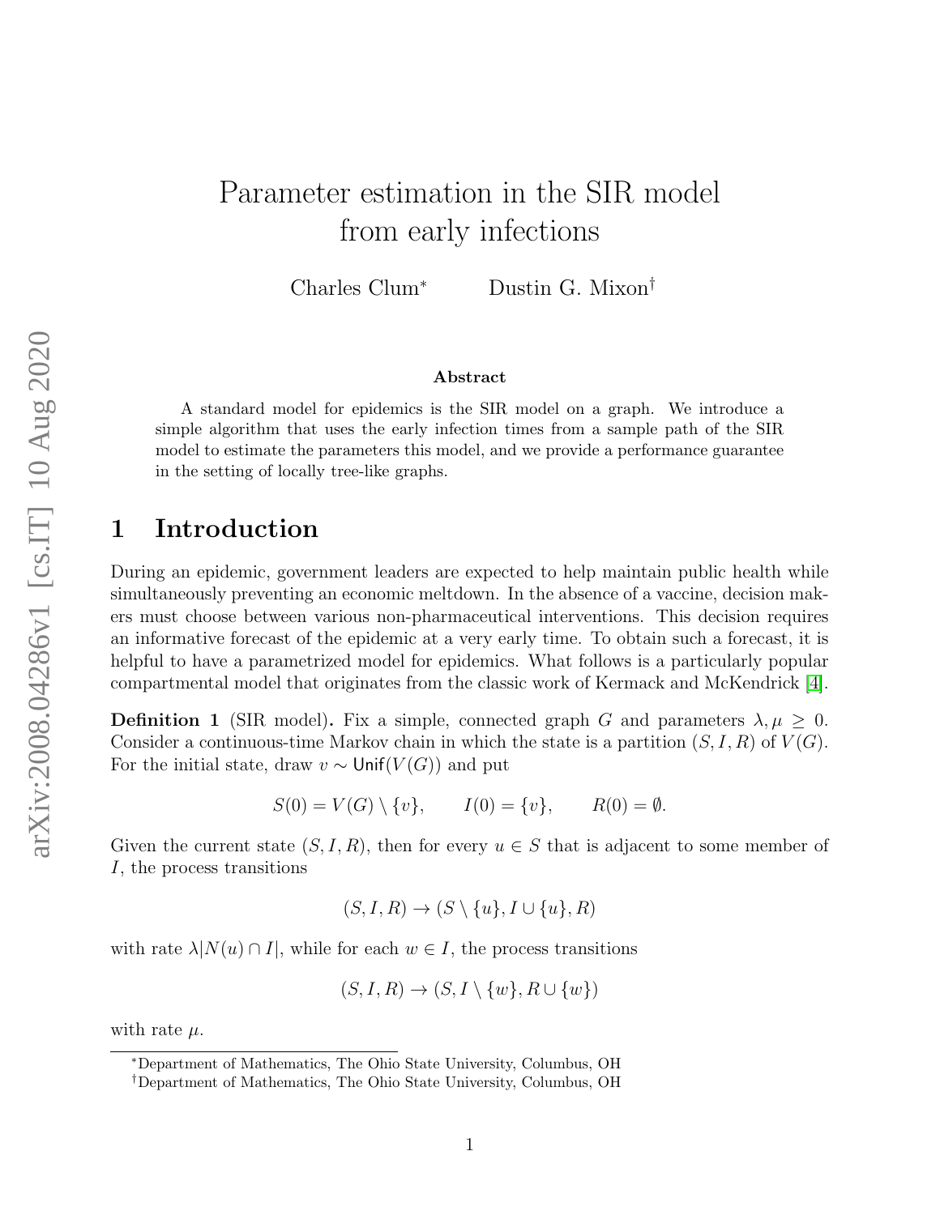# Parameter estimation in the SIR model from early infections

Charles Clum[*] Dustin G. Mixon[†]

**Abstract**

A standard model for epidemics is the SIR model on a graph. We introduce a simple algorithm that uses the early infection times from a sample path of the SIR model to estimate the parameters this model, and we provide a performance guarantee in the setting of locally tree-like graphs.

## 1 Introduction

During an epidemic, government leaders are expected to help maintain public health while simultaneously preventing an economic meltdown. In the absence of a vaccine, decision makers must choose between various non-pharmaceutical interventions. This decision requires an informative forecast of the epidemic at a very early time. To obtain such a forecast, it is helpful to have a parametrized model for epidemics. What follows is a particularly popular compartmental model that originates from the classic work of Kermack and McKendrick [4].

**Definition 1** (SIR model)**.** Fix a simple, connected graph $G$ and parameters $\lambda, \mu \geq 0$. Consider a continuous-time Markov chain in which the state is a partition $(S, I, R)$ of $V(G)$. For the initial state, draw $v \sim \mathsf{Unif}(V(G))$ and put

$$S(0) = V(G) \setminus \{v\}, \qquad I(0) = \{v\}, \qquad R(0) = \emptyset.$$

Given the current state $(S, I, R)$, then for every $u \in S$ that is adjacent to some member of $I$, the process transitions

$$(S, I, R) \to (S \setminus \{u\}, I \cup \{u\}, R)$$

with rate $\lambda |N(u) \cap I|$, while for each $w \in I$, the process transitions

$$(S, I, R) \to (S, I \setminus \{w\}, R \cup \{w\})$$

with rate $\mu$.

[*]Department of Mathematics, The Ohio State University, Columbus, OH

[†]Department of Mathematics, The Ohio State University, Columbus, OH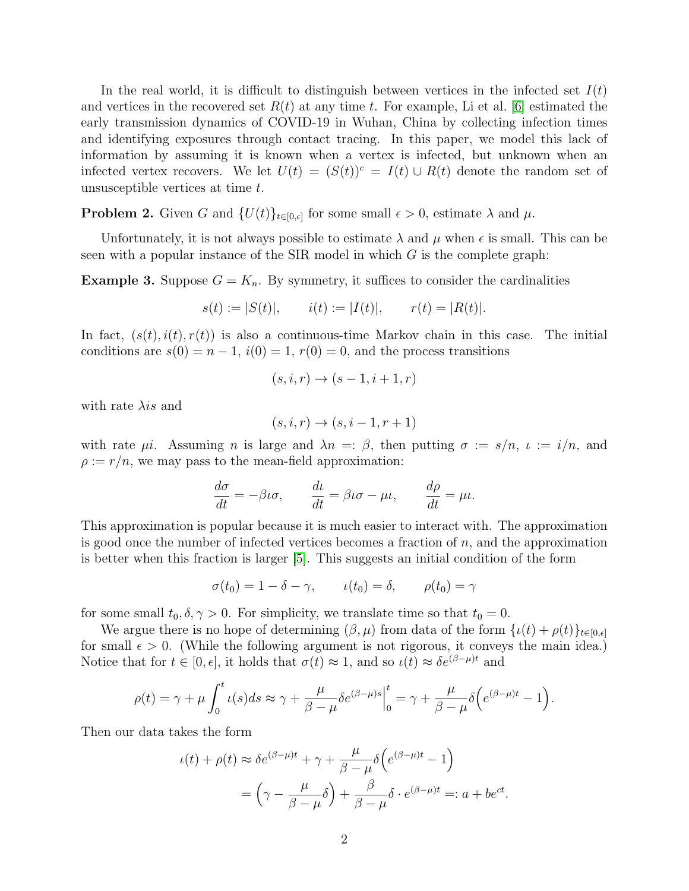In the real world, it is difficult to distinguish between vertices in the infected set $I(t)$ and vertices in the recovered set $R(t)$ at any time $t$. For example, Li et al. [6] estimated the early transmission dynamics of COVID-19 in Wuhan, China by collecting infection times and identifying exposures through contact tracing. In this paper, we model this lack of information by assuming it is known when a vertex is infected, but unknown when an infected vertex recovers. We let $U(t) = (S(t))^c = I(t) \cup R(t)$ denote the random set of unsusceptible vertices at time $t$.

**Problem 2.** Given $G$ and $\{U(t)\}_{t\in[0,\epsilon]}$ for some small $\epsilon > 0$, estimate $\lambda$ and $\mu$.

Unfortunately, it is not always possible to estimate $\lambda$ and $\mu$ when $\epsilon$ is small. This can be seen with a popular instance of the SIR model in which $G$ is the complete graph:

**Example 3.** Suppose $G = K_n$. By symmetry, it suffices to consider the cardinalities

$$s(t) := |S(t)|, \qquad i(t) := |I(t)|, \qquad r(t) = |R(t)|.$$

In fact, $(s(t), i(t), r(t))$ is also a continuous-time Markov chain in this case. The initial conditions are $s(0) = n - 1$, $i(0) = 1$, $r(0) = 0$, and the process transitions

$$(s, i, r) \to (s - 1, i + 1, r)$$

with rate $\lambda is$ and

$$(s, i, r) \to (s, i - 1, r + 1)$$

with rate $\mu i$. Assuming $n$ is large and $\lambda n =: \beta$, then putting $\sigma := s/n$, $\iota := i/n$, and $\rho := r/n$, we may pass to the mean-field approximation:

$$\frac{d\sigma}{dt} = -\beta\iota\sigma, \qquad \frac{d\iota}{dt} = \beta\iota\sigma - \mu\iota, \qquad \frac{d\rho}{dt} = \mu\iota.$$

This approximation is popular because it is much easier to interact with. The approximation is good once the number of infected vertices becomes a fraction of $n$, and the approximation is better when this fraction is larger [5]. This suggests an initial condition of the form

$$\sigma(t_0) = 1 - \delta - \gamma, \qquad \iota(t_0) = \delta, \qquad \rho(t_0) = \gamma$$

for some small $t_0, \delta, \gamma > 0$. For simplicity, we translate time so that $t_0 = 0$.

We argue there is no hope of determining $(\beta, \mu)$ from data of the form $\{\iota(t) + \rho(t)\}_{t\in[0,\epsilon]}$ for small $\epsilon > 0$. (While the following argument is not rigorous, it conveys the main idea.) Notice that for $t \in [0, \epsilon]$, it holds that $\sigma(t) \approx 1$, and so $\iota(t) \approx \delta e^{(\beta-\mu)t}$ and

$$\rho(t) = \gamma + \mu \int_0^t \iota(s)ds \approx \gamma + \frac{\mu}{\beta - \mu}\delta e^{(\beta-\mu)s}\Big|_0^t = \gamma + \frac{\mu}{\beta - \mu}\delta\Big(e^{(\beta-\mu)t} - 1\Big).$$

Then our data takes the form

$$\begin{aligned}
\iota(t) + \rho(t) &\approx \delta e^{(\beta-\mu)t} + \gamma + \frac{\mu}{\beta - \mu}\delta\Big(e^{(\beta-\mu)t} - 1\Big) \\
&= \Big(\gamma - \frac{\mu}{\beta - \mu}\delta\Big) + \frac{\beta}{\beta - \mu}\delta \cdot e^{(\beta-\mu)t} =: a + be^{ct}.
\end{aligned}$$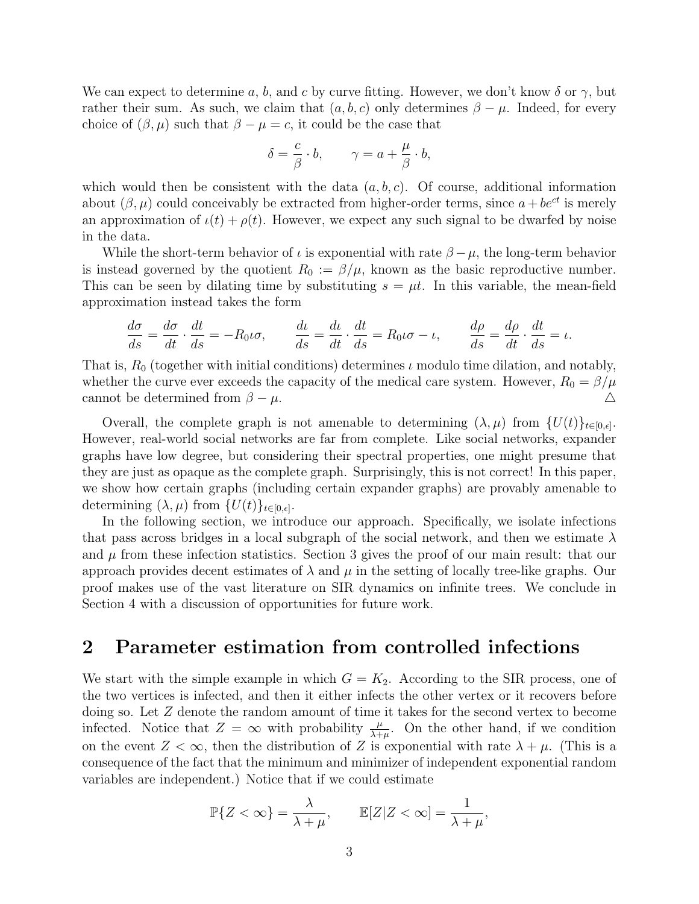We can expect to determine $a$, $b$, and $c$ by curve fitting. However, we don't know $\delta$ or $\gamma$, but rather their sum. As such, we claim that $(a, b, c)$ only determines $\beta - \mu$. Indeed, for every choice of $(\beta, \mu)$ such that $\beta - \mu = c$, it could be the case that

$$\delta = \frac{c}{\beta} \cdot b, \qquad \gamma = a + \frac{\mu}{\beta} \cdot b,$$

which would then be consistent with the data $(a, b, c)$. Of course, additional information about $(\beta, \mu)$ could conceivably be extracted from higher-order terms, since $a + be^{ct}$ is merely an approximation of $\iota(t) + \rho(t)$. However, we expect any such signal to be dwarfed by noise in the data.

While the short-term behavior of $\iota$ is exponential with rate $\beta - \mu$, the long-term behavior is instead governed by the quotient $R_0 := \beta/\mu$, known as the basic reproductive number. This can be seen by dilating time by substituting $s = \mu t$. In this variable, the mean-field approximation instead takes the form

$$\frac{d\sigma}{ds} = \frac{d\sigma}{dt} \cdot \frac{dt}{ds} = -R_0 \iota \sigma, \qquad \frac{d\iota}{ds} = \frac{d\iota}{dt} \cdot \frac{dt}{ds} = R_0 \iota \sigma - \iota, \qquad \frac{d\rho}{ds} = \frac{d\rho}{dt} \cdot \frac{dt}{ds} = \iota.$$

That is, $R_0$ (together with initial conditions) determines $\iota$ modulo time dilation, and notably, whether the curve ever exceeds the capacity of the medical care system. However, $R_0 = \beta/\mu$ cannot be determined from $\beta - \mu$. △

Overall, the complete graph is not amenable to determining $(\lambda, \mu)$ from $\{U(t)\}_{t \in [0,\epsilon]}$. However, real-world social networks are far from complete. Like social networks, expander graphs have low degree, but considering their spectral properties, one might presume that they are just as opaque as the complete graph. Surprisingly, this is not correct! In this paper, we show how certain graphs (including certain expander graphs) are provably amenable to determining $(\lambda, \mu)$ from $\{U(t)\}_{t \in [0,\epsilon]}$.

In the following section, we introduce our approach. Specifically, we isolate infections that pass across bridges in a local subgraph of the social network, and then we estimate $\lambda$ and $\mu$ from these infection statistics. Section 3 gives the proof of our main result: that our approach provides decent estimates of $\lambda$ and $\mu$ in the setting of locally tree-like graphs. Our proof makes use of the vast literature on SIR dynamics on infinite trees. We conclude in Section 4 with a discussion of opportunities for future work.

## 2 Parameter estimation from controlled infections

We start with the simple example in which $G = K_2$. According to the SIR process, one of the two vertices is infected, and then it either infects the other vertex or it recovers before doing so. Let $Z$ denote the random amount of time it takes for the second vertex to become infected. Notice that $Z = \infty$ with probability $\frac{\mu}{\lambda + \mu}$. On the other hand, if we condition on the event $Z < \infty$, then the distribution of $Z$ is exponential with rate $\lambda + \mu$. (This is a consequence of the fact that the minimum and minimizer of independent exponential random variables are independent.) Notice that if we could estimate

$$\mathbb{P}\{Z < \infty\} = \frac{\lambda}{\lambda + \mu}, \qquad \mathbb{E}[Z | Z < \infty] = \frac{1}{\lambda + \mu},$$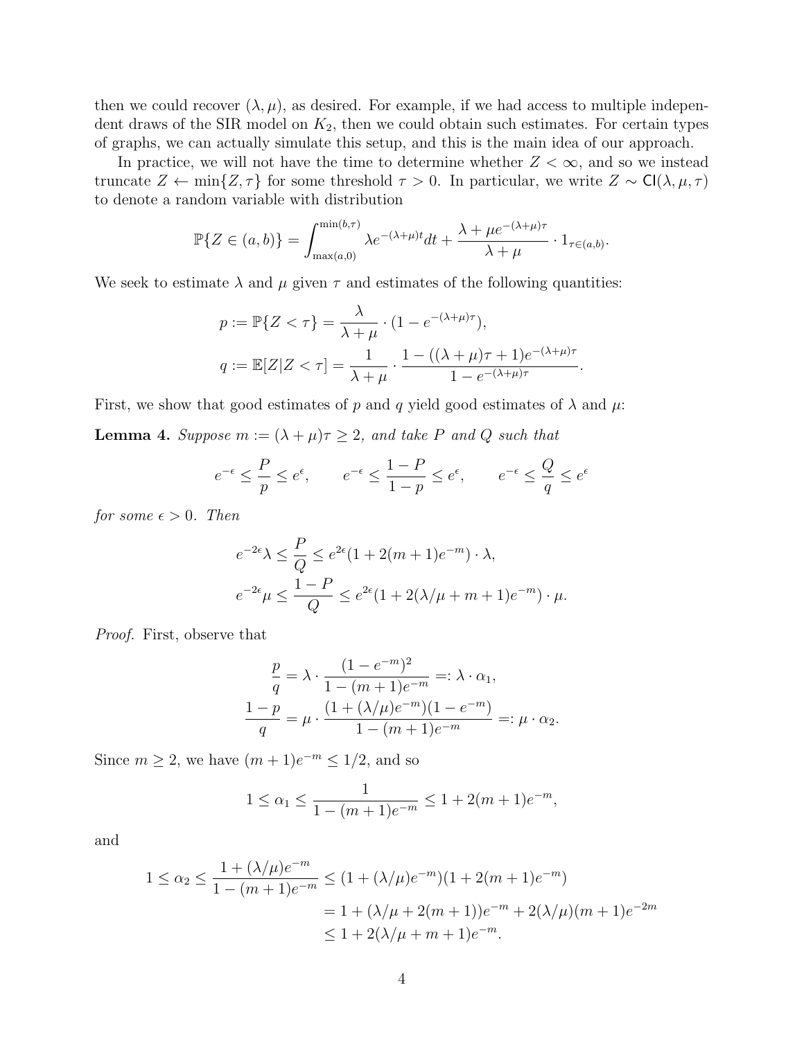then we could recover $(\lambda, \mu)$, as desired. For example, if we had access to multiple independent draws of the SIR model on $K_2$, then we could obtain such estimates. For certain types of graphs, we can actually simulate this setup, and this is the main idea of our approach.

In practice, we will not have the time to determine whether $Z < \infty$, and so we instead truncate $Z \leftarrow \min\{Z, \tau\}$ for some threshold $\tau > 0$. In particular, we write $Z \sim \mathsf{CI}(\lambda, \mu, \tau)$ to denote a random variable with distribution

$$\mathbb{P}\{Z \in (a,b)\} = \int_{\max(a,0)}^{\min(b,\tau)} \lambda e^{-(\lambda+\mu)t} dt + \frac{\lambda + \mu e^{-(\lambda+\mu)\tau}}{\lambda+\mu} \cdot 1_{\tau \in (a,b)}.$$

We seek to estimate $\lambda$ and $\mu$ given $\tau$ and estimates of the following quantities:

$$p := \mathbb{P}\{Z < \tau\} = \frac{\lambda}{\lambda+\mu} \cdot (1 - e^{-(\lambda+\mu)\tau}),$$

$$q := \mathbb{E}[Z | Z < \tau] = \frac{1}{\lambda+\mu} \cdot \frac{1 - ((\lambda+\mu)\tau + 1)e^{-(\lambda+\mu)\tau}}{1 - e^{-(\lambda+\mu)\tau}}.$$

First, we show that good estimates of $p$ and $q$ yield good estimates of $\lambda$ and $\mu$:

**Lemma 4.** *Suppose $m := (\lambda+\mu)\tau \geq 2$, and take $P$ and $Q$ such that*

$$e^{-\epsilon} \leq \frac{P}{p} \leq e^{\epsilon}, \qquad e^{-\epsilon} \leq \frac{1-P}{1-p} \leq e^{\epsilon}, \qquad e^{-\epsilon} \leq \frac{Q}{q} \leq e^{\epsilon}$$

*for some $\epsilon > 0$. Then*

$$e^{-2\epsilon}\lambda \leq \frac{P}{Q} \leq e^{2\epsilon}(1 + 2(m+1)e^{-m}) \cdot \lambda,$$

$$e^{-2\epsilon}\mu \leq \frac{1-P}{Q} \leq e^{2\epsilon}(1 + 2(\lambda/\mu + m + 1)e^{-m}) \cdot \mu.$$

*Proof.* First, observe that

$$\frac{p}{q} = \lambda \cdot \frac{(1-e^{-m})^2}{1-(m+1)e^{-m}} =: \lambda \cdot \alpha_1,$$

$$\frac{1-p}{q} = \mu \cdot \frac{(1 + (\lambda/\mu)e^{-m})(1-e^{-m})}{1-(m+1)e^{-m}} =: \mu \cdot \alpha_2.$$

Since $m \geq 2$, we have $(m+1)e^{-m} \leq 1/2$, and so

$$1 \leq \alpha_1 \leq \frac{1}{1-(m+1)e^{-m}} \leq 1 + 2(m+1)e^{-m},$$

and

$$\begin{aligned} 1 \leq \alpha_2 \leq \frac{1 + (\lambda/\mu)e^{-m}}{1-(m+1)e^{-m}} &\leq (1 + (\lambda/\mu)e^{-m})(1 + 2(m+1)e^{-m}) \\ &= 1 + (\lambda/\mu + 2(m+1))e^{-m} + 2(\lambda/\mu)(m+1)e^{-2m} \\ &\leq 1 + 2(\lambda/\mu + m + 1)e^{-m}. \end{aligned}$$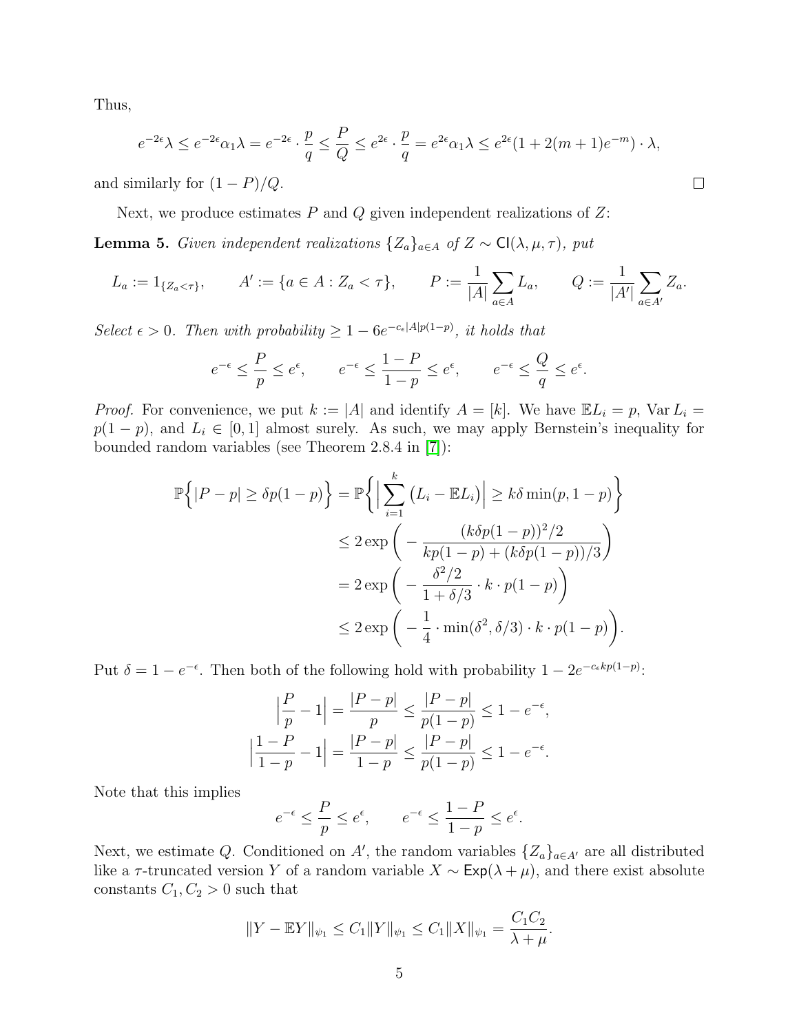Thus,

$$e^{-2\epsilon}\lambda \le e^{-2\epsilon}\alpha_1\lambda = e^{-2\epsilon} \cdot \frac{p}{q} \le \frac{P}{Q} \le e^{2\epsilon} \cdot \frac{p}{q} = e^{2\epsilon}\alpha_1\lambda \le e^{2\epsilon}(1 + 2(m+1)e^{-m}) \cdot \lambda,$$

and similarly for $(1-P)/Q$. □

Next, we produce estimates $P$ and $Q$ given independent realizations of $Z$:

**Lemma 5.** *Given independent realizations $\{Z_a\}_{a\in A}$ of $Z \sim \mathsf{CI}(\lambda, \mu, \tau)$, put*

$$L_a := 1_{\{Z_a<\tau\}}, \qquad A' := \{a \in A : Z_a < \tau\}, \qquad P := \frac{1}{|A|}\sum_{a\in A} L_a, \qquad Q := \frac{1}{|A'|}\sum_{a\in A'} Z_a.$$

*Select $\epsilon > 0$. Then with probability $\ge 1 - 6e^{-c_\epsilon |A| p(1-p)}$, it holds that*

$$e^{-\epsilon} \le \frac{P}{p} \le e^{\epsilon}, \qquad e^{-\epsilon} \le \frac{1-P}{1-p} \le e^{\epsilon}, \qquad e^{-\epsilon} \le \frac{Q}{q} \le e^{\epsilon}.$$

*Proof.* For convenience, we put $k := |A|$ and identify $A = [k]$. We have $\mathbb{E}L_i = p$, $\operatorname{Var} L_i = p(1-p)$, and $L_i \in [0,1]$ almost surely. As such, we may apply Bernstein's inequality for bounded random variables (see Theorem 2.8.4 in [7]):

$$\begin{aligned}
\mathbb{P}\Big\{|P - p| \ge \delta p(1-p)\Big\} &= \mathbb{P}\Big\{\Big|\sum_{i=1}^{k}\big(L_i - \mathbb{E}L_i\big)\Big| \ge k\delta \min(p, 1-p)\Big\} \\
&\le 2\exp\bigg(-\frac{(k\delta p(1-p))^2/2}{kp(1-p) + (k\delta p(1-p))/3}\bigg) \\
&= 2\exp\bigg(-\frac{\delta^2/2}{1+\delta/3} \cdot k \cdot p(1-p)\bigg) \\
&\le 2\exp\bigg(-\frac{1}{4} \cdot \min(\delta^2, \delta/3) \cdot k \cdot p(1-p)\bigg).
\end{aligned}$$

Put $\delta = 1 - e^{-\epsilon}$. Then both of the following hold with probability $1 - 2e^{-c_\epsilon k p(1-p)}$:

$$\begin{aligned}
\Big|\frac{P}{p} - 1\Big| &= \frac{|P-p|}{p} \le \frac{|P-p|}{p(1-p)} \le 1 - e^{-\epsilon}, \\
\Big|\frac{1-P}{1-p} - 1\Big| &= \frac{|P-p|}{1-p} \le \frac{|P-p|}{p(1-p)} \le 1 - e^{-\epsilon}.
\end{aligned}$$

Note that this implies

$$e^{-\epsilon} \le \frac{P}{p} \le e^{\epsilon}, \qquad e^{-\epsilon} \le \frac{1-P}{1-p} \le e^{\epsilon}.$$

Next, we estimate $Q$. Conditioned on $A'$, the random variables $\{Z_a\}_{a\in A'}$ are all distributed like a $\tau$-truncated version $Y$ of a random variable $X \sim \mathsf{Exp}(\lambda + \mu)$, and there exist absolute constants $C_1, C_2 > 0$ such that

$$\|Y - \mathbb{E}Y\|_{\psi_1} \le C_1\|Y\|_{\psi_1} \le C_1\|X\|_{\psi_1} = \frac{C_1 C_2}{\lambda + \mu}.$$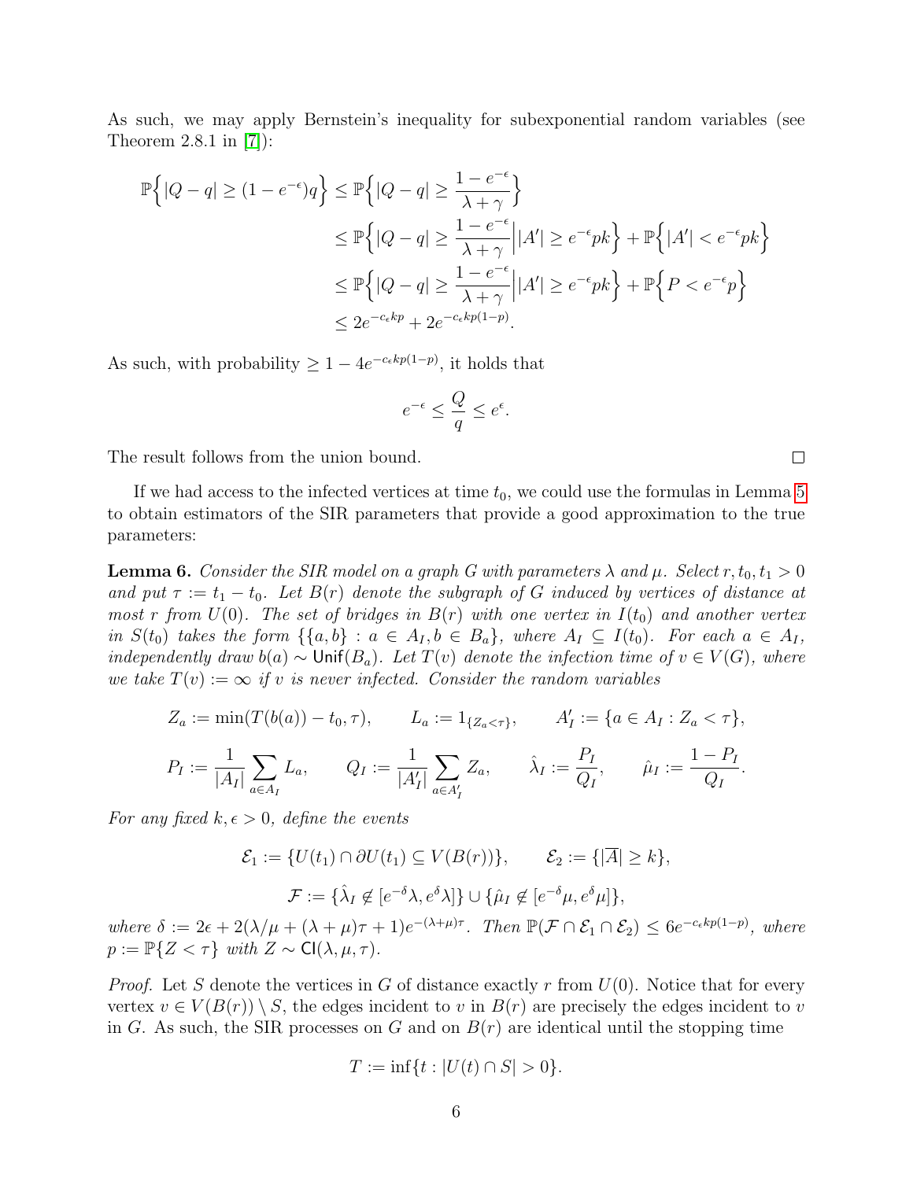As such, we may apply Bernstein's inequality for subexponential random variables (see Theorem 2.8.1 in [7]):

$$
\begin{aligned}
\mathbb{P}\Big\{|Q-q| \geq (1-e^{-\epsilon})q\Big\} &\leq \mathbb{P}\Big\{|Q-q| \geq \frac{1-e^{-\epsilon}}{\lambda+\gamma}\Big\} \\
&\leq \mathbb{P}\Big\{|Q-q| \geq \frac{1-e^{-\epsilon}}{\lambda+\gamma}\Big| |A'| \geq e^{-\epsilon}pk\Big\} + \mathbb{P}\Big\{|A'| < e^{-\epsilon}pk\Big\} \\
&\leq \mathbb{P}\Big\{|Q-q| \geq \frac{1-e^{-\epsilon}}{\lambda+\gamma}\Big| |A'| \geq e^{-\epsilon}pk\Big\} + \mathbb{P}\Big\{P < e^{-\epsilon}p\Big\} \\
&\leq 2e^{-c_\epsilon kp} + 2e^{-c_\epsilon kp(1-p)}.
\end{aligned}
$$

As such, with probability $\geq 1 - 4e^{-c_\epsilon kp(1-p)}$, it holds that

$$
e^{-\epsilon} \leq \frac{Q}{q} \leq e^{\epsilon}.
$$

The result follows from the union bound. $\square$

If we had access to the infected vertices at time $t_0$, we could use the formulas in Lemma 5 to obtain estimators of the SIR parameters that provide a good approximation to the true parameters:

**Lemma 6.** *Consider the SIR model on a graph $G$ with parameters $\lambda$ and $\mu$. Select $r, t_0, t_1 > 0$ and put $\tau := t_1 - t_0$. Let $B(r)$ denote the subgraph of $G$ induced by vertices of distance at most $r$ from $U(0)$. The set of bridges in $B(r)$ with one vertex in $I(t_0)$ and another vertex in $S(t_0)$ takes the form $\{\{a,b\} : a \in A_I, b \in B_a\}$, where $A_I \subseteq I(t_0)$. For each $a \in A_I$, independently draw $b(a) \sim \mathsf{Unif}(B_a)$. Let $T(v)$ denote the infection time of $v \in V(G)$, where we take $T(v) := \infty$ if $v$ is never infected. Consider the random variables*

$$
Z_a := \min(T(b(a)) - t_0, \tau), \qquad L_a := 1_{\{Z_a < \tau\}}, \qquad A'_I := \{a \in A_I : Z_a < \tau\},
$$

$$
P_I := \frac{1}{|A_I|}\sum_{a \in A_I} L_a, \qquad Q_I := \frac{1}{|A'_I|}\sum_{a \in A'_I} Z_a, \qquad \hat{\lambda}_I := \frac{P_I}{Q_I}, \qquad \hat{\mu}_I := \frac{1-P_I}{Q_I}.
$$

*For any fixed $k, \epsilon > 0$, define the events*

$$
\mathcal{E}_1 := \{U(t_1) \cap \partial U(t_1) \subseteq V(B(r))\}, \qquad \mathcal{E}_2 := \{|\overline{A}| \geq k\},
$$

$$
\mathcal{F} := \{\hat{\lambda}_I \notin [e^{-\delta}\lambda, e^{\delta}\lambda]\} \cup \{\hat{\mu}_I \notin [e^{-\delta}\mu, e^{\delta}\mu]\},
$$

*where $\delta := 2\epsilon + 2(\lambda/\mu + (\lambda+\mu)\tau + 1)e^{-(\lambda+\mu)\tau}$. Then $\mathbb{P}(\mathcal{F} \cap \mathcal{E}_1 \cap \mathcal{E}_2) \leq 6e^{-c_\epsilon kp(1-p)}$, where $p := \mathbb{P}\{Z < \tau\}$ with $Z \sim \mathsf{CI}(\lambda, \mu, \tau)$.*

*Proof.* Let $S$ denote the vertices in $G$ of distance exactly $r$ from $U(0)$. Notice that for every vertex $v \in V(B(r)) \setminus S$, the edges incident to $v$ in $B(r)$ are precisely the edges incident to $v$ in $G$. As such, the SIR processes on $G$ and on $B(r)$ are identical until the stopping time

$$
T := \inf\{t : |U(t) \cap S| > 0\}.
$$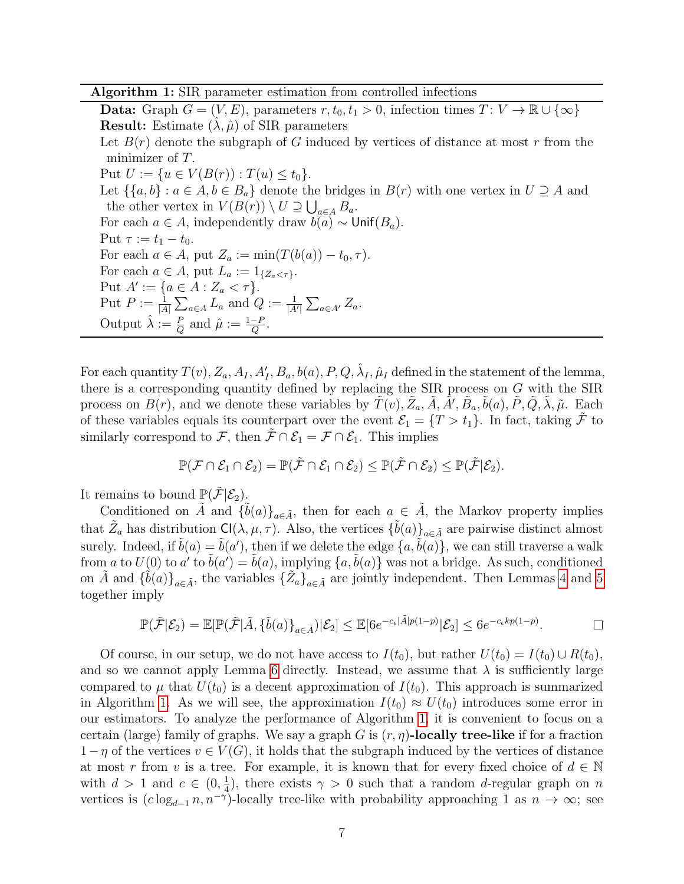**Algorithm 1:** SIR parameter estimation from controlled infections

**Data:** Graph $G = (V, E)$, parameters $r, t_0, t_1 > 0$, infection times $T \colon V \to \mathbb{R} \cup \{\infty\}$
**Result:** Estimate $(\hat{\lambda}, \hat{\mu})$ of SIR parameters

Let $B(r)$ denote the subgraph of $G$ induced by vertices of distance at most $r$ from the minimizer of $T$.
Put $U := \{u \in V(B(r)) : T(u) \le t_0\}$.
Let $\{\{a, b\} : a \in A, b \in B_a\}$ denote the bridges in $B(r)$ with one vertex in $U \supseteq A$ and the other vertex in $V(B(r)) \setminus U \supseteq \bigcup_{a \in A} B_a$.
For each $a \in A$, independently draw $b(a) \sim \mathsf{Unif}(B_a)$.
Put $\tau := t_1 - t_0$.
For each $a \in A$, put $Z_a := \min(T(b(a)) - t_0, \tau)$.
For each $a \in A$, put $L_a := 1_{\{Z_a < \tau\}}$.
Put $A' := \{a \in A : Z_a < \tau\}$.
Put $P := \frac{1}{|A|} \sum_{a \in A} L_a$ and $Q := \frac{1}{|A'|} \sum_{a \in A'} Z_a$.
Output $\hat{\lambda} := \frac{P}{Q}$ and $\hat{\mu} := \frac{1-P}{Q}$.

For each quantity $T(v), Z_a, A_I, A'_I, B_a, b(a), P, Q, \hat{\lambda}_I, \hat{\mu}_I$ defined in the statement of the lemma, there is a corresponding quantity defined by replacing the SIR process on $G$ with the SIR process on $B(r)$, and we denote these variables by $\tilde{T}(v), \tilde{Z}_a, \tilde{A}, \tilde{A}', \tilde{B}_a, \tilde{b}(a), \tilde{P}, \tilde{Q}, \tilde{\lambda}, \tilde{\mu}$. Each of these variables equals its counterpart over the event $\mathcal{E}_1 = \{T > t_1\}$. In fact, taking $\tilde{\mathcal{F}}$ to similarly correspond to $\mathcal{F}$, then $\tilde{\mathcal{F}} \cap \mathcal{E}_1 = \mathcal{F} \cap \mathcal{E}_1$. This implies

$$\mathbb{P}(\mathcal{F} \cap \mathcal{E}_1 \cap \mathcal{E}_2) = \mathbb{P}(\tilde{\mathcal{F}} \cap \mathcal{E}_1 \cap \mathcal{E}_2) \le \mathbb{P}(\tilde{\mathcal{F}} \cap \mathcal{E}_2) \le \mathbb{P}(\tilde{\mathcal{F}} | \mathcal{E}_2).$$

It remains to bound $\mathbb{P}(\tilde{\mathcal{F}} | \mathcal{E}_2)$.

Conditioned on $\tilde{A}$ and $\{\tilde{b}(a)\}_{a \in \tilde{A}}$, then for each $a \in \tilde{A}$, the Markov property implies that $\tilde{Z}_a$ has distribution $\mathsf{Cl}(\lambda, \mu, \tau)$. Also, the vertices $\{\tilde{b}(a)\}_{a \in \tilde{A}}$ are pairwise distinct almost surely. Indeed, if $\tilde{b}(a) = \tilde{b}(a')$, then if we delete the edge $\{a, \tilde{b}(a)\}$, we can still traverse a walk from $a$ to $U(0)$ to $a'$ to $\tilde{b}(a') = \tilde{b}(a)$, implying $\{a, \tilde{b}(a)\}$ was not a bridge. As such, conditioned on $\tilde{A}$ and $\{\tilde{b}(a)\}_{a \in \tilde{A}}$, the variables $\{\tilde{Z}_a\}_{a \in \tilde{A}}$ are jointly independent. Then Lemmas 4 and 5 together imply

$$\mathbb{P}(\tilde{\mathcal{F}} | \mathcal{E}_2) = \mathbb{E}[\mathbb{P}(\tilde{\mathcal{F}} | \tilde{A}, \{\tilde{b}(a)\}_{a \in \tilde{A}}) | \mathcal{E}_2] \le \mathbb{E}[6e^{-c_\epsilon |\tilde{A}| p(1-p)} | \mathcal{E}_2] \le 6e^{-c_\epsilon k p(1-p)}. \qquad \square$$

Of course, in our setup, we do not have access to $I(t_0)$, but rather $U(t_0) = I(t_0) \cup R(t_0)$, and so we cannot apply Lemma 6 directly. Instead, we assume that $\lambda$ is sufficiently large compared to $\mu$ that $U(t_0)$ is a decent approximation of $I(t_0)$. This approach is summarized in Algorithm 1. As we will see, the approximation $I(t_0) \approx U(t_0)$ introduces some error in our estimators. To analyze the performance of Algorithm 1, it is convenient to focus on a certain (large) family of graphs. We say a graph $G$ is **$(r, \eta)$-locally tree-like** if for a fraction $1 - \eta$ of the vertices $v \in V(G)$, it holds that the subgraph induced by the vertices of distance at most $r$ from $v$ is a tree. For example, it is known that for every fixed choice of $d \in \mathbb{N}$ with $d > 1$ and $c \in (0, \frac{1}{4})$, there exists $\gamma > 0$ such that a random $d$-regular graph on $n$ vertices is $(c \log_{d-1} n, n^{-\gamma})$-locally tree-like with probability approaching 1 as $n \to \infty$; see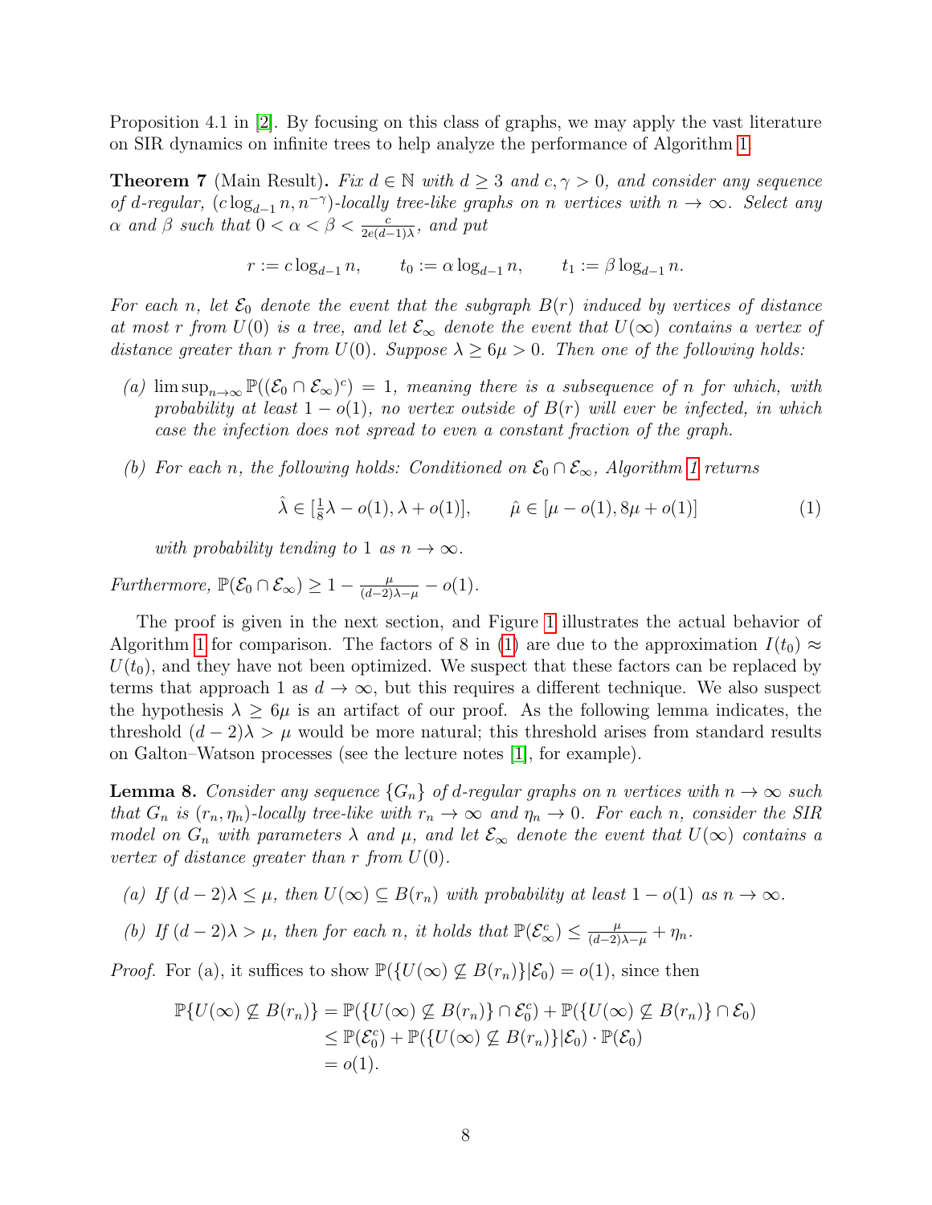Proposition 4.1 in [2]. By focusing on this class of graphs, we may apply the vast literature on SIR dynamics on infinite trees to help analyze the performance of Algorithm 1.

**Theorem 7** (Main Result)**.** *Fix $d \in \mathbb{N}$ with $d \geq 3$ and $c, \gamma > 0$, and consider any sequence of $d$-regular, $(c \log_{d-1} n, n^{-\gamma})$-locally tree-like graphs on $n$ vertices with $n \to \infty$. Select any $\alpha$ and $\beta$ such that $0 < \alpha < \beta < \frac{c}{2e(d-1)\lambda}$, and put*

$$r := c \log_{d-1} n, \qquad t_0 := \alpha \log_{d-1} n, \qquad t_1 := \beta \log_{d-1} n.$$

*For each $n$, let $\mathcal{E}_0$ denote the event that the subgraph $B(r)$ induced by vertices of distance at most $r$ from $U(0)$ is a tree, and let $\mathcal{E}_\infty$ denote the event that $U(\infty)$ contains a vertex of distance greater than $r$ from $U(0)$. Suppose $\lambda \geq 6\mu > 0$. Then one of the following holds:*

*(a) $\limsup_{n\to\infty} \mathbb{P}((\mathcal{E}_0 \cap \mathcal{E}_\infty)^c) = 1$, meaning there is a subsequence of $n$ for which, with probability at least $1 - o(1)$, no vertex outside of $B(r)$ will ever be infected, in which case the infection does not spread to even a constant fraction of the graph.*

*(b) For each $n$, the following holds: Conditioned on $\mathcal{E}_0 \cap \mathcal{E}_\infty$, Algorithm 1 returns*

$$\hat{\lambda} \in [\tfrac{1}{8}\lambda - o(1), \lambda + o(1)], \qquad \hat{\mu} \in [\mu - o(1), 8\mu + o(1)] \tag{1}$$

*with probability tending to 1 as $n \to \infty$.*

*Furthermore, $\mathbb{P}(\mathcal{E}_0 \cap \mathcal{E}_\infty) \geq 1 - \frac{\mu}{(d-2)\lambda - \mu} - o(1)$.*

The proof is given in the next section, and Figure 1 illustrates the actual behavior of Algorithm 1 for comparison. The factors of 8 in (1) are due to the approximation $I(t_0) \approx U(t_0)$, and they have not been optimized. We suspect that these factors can be replaced by terms that approach 1 as $d \to \infty$, but this requires a different technique. We also suspect the hypothesis $\lambda \geq 6\mu$ is an artifact of our proof. As the following lemma indicates, the threshold $(d-2)\lambda > \mu$ would be more natural; this threshold arises from standard results on Galton–Watson processes (see the lecture notes [1], for example).

**Lemma 8.** *Consider any sequence $\{G_n\}$ of $d$-regular graphs on $n$ vertices with $n \to \infty$ such that $G_n$ is $(r_n, \eta_n)$-locally tree-like with $r_n \to \infty$ and $\eta_n \to 0$. For each $n$, consider the SIR model on $G_n$ with parameters $\lambda$ and $\mu$, and let $\mathcal{E}_\infty$ denote the event that $U(\infty)$ contains a vertex of distance greater than $r$ from $U(0)$.*

*(a) If $(d-2)\lambda \leq \mu$, then $U(\infty) \subseteq B(r_n)$ with probability at least $1 - o(1)$ as $n \to \infty$.*

*(b) If $(d-2)\lambda > \mu$, then for each $n$, it holds that $\mathbb{P}(\mathcal{E}_\infty^c) \leq \frac{\mu}{(d-2)\lambda - \mu} + \eta_n$.*

*Proof.* For (a), it suffices to show $\mathbb{P}(\{U(\infty) \not\subseteq B(r_n)\}|\mathcal{E}_0) = o(1)$, since then

$$\begin{aligned}
\mathbb{P}\{U(\infty) \not\subseteq B(r_n)\} &= \mathbb{P}(\{U(\infty) \not\subseteq B(r_n)\} \cap \mathcal{E}_0^c) + \mathbb{P}(\{U(\infty) \not\subseteq B(r_n)\} \cap \mathcal{E}_0) \\
&\leq \mathbb{P}(\mathcal{E}_0^c) + \mathbb{P}(\{U(\infty) \not\subseteq B(r_n)\}|\mathcal{E}_0) \cdot \mathbb{P}(\mathcal{E}_0) \\
&= o(1).
\end{aligned}$$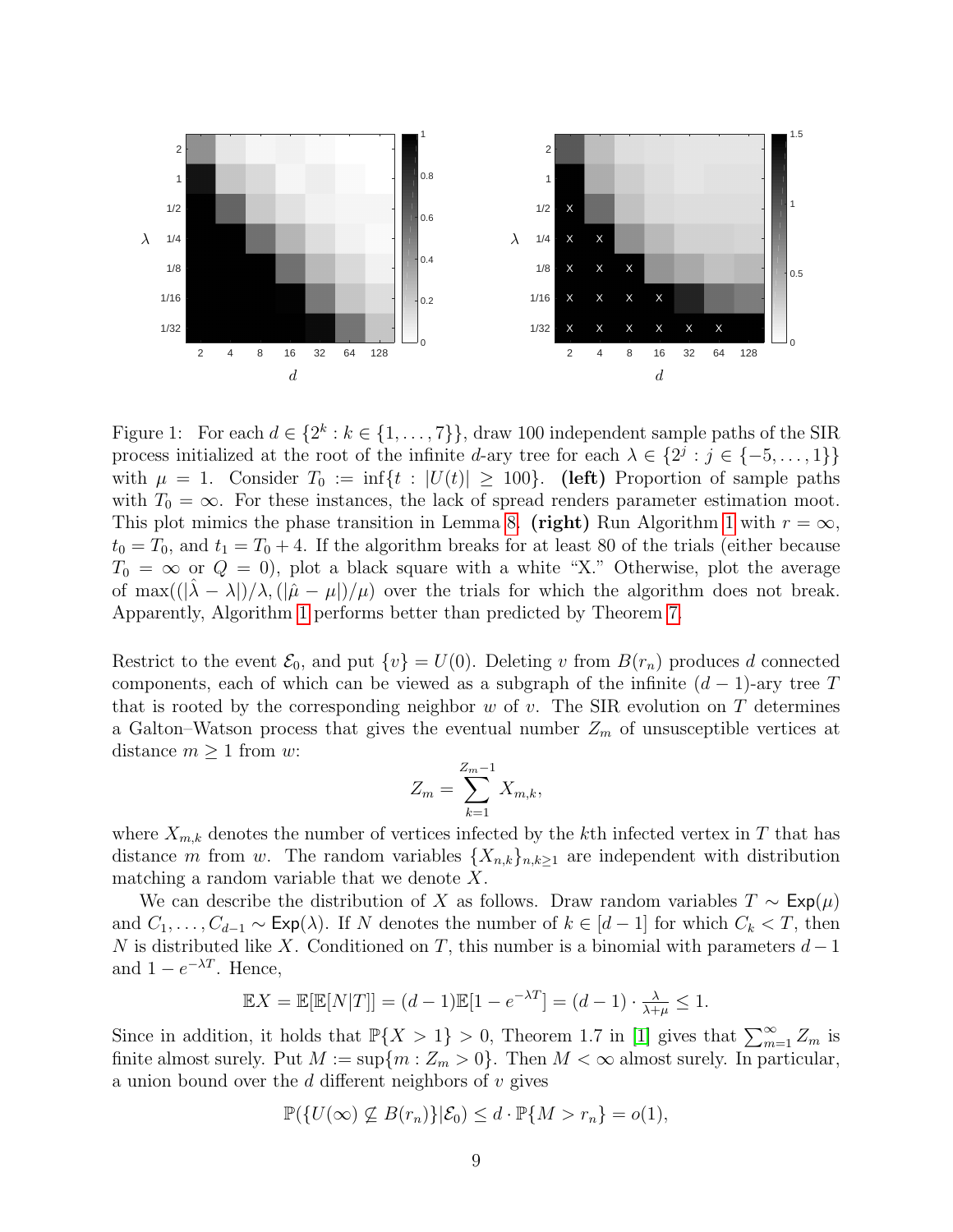Figure 1: For each $d \in \{2^k : k \in \{1, \ldots, 7\}\}$, draw 100 independent sample paths of the SIR process initialized at the root of the infinite $d$-ary tree for each $\lambda \in \{2^j : j \in \{-5, \ldots, 1\}\}$ with $\mu = 1$. Consider $T_0 := \inf\{t : |U(t)| \geq 100\}$. **(left)** Proportion of sample paths with $T_0 = \infty$. For these instances, the lack of spread renders parameter estimation moot. This plot mimics the phase transition in Lemma 8. **(right)** Run Algorithm 1 with $r = \infty$, $t_0 = T_0$, and $t_1 = T_0 + 4$. If the algorithm breaks for at least 80 of the trials (either because $T_0 = \infty$ or $Q = 0$), plot a black square with a white "X." Otherwise, plot the average of $\max((|\hat{\lambda} - \lambda|)/\lambda, (|\hat{\mu} - \mu|)/\mu)$ over the trials for which the algorithm does not break. Apparently, Algorithm 1 performs better than predicted by Theorem 7.

Restrict to the event $\mathcal{E}_0$, and put $\{v\} = U(0)$. Deleting $v$ from $B(r_n)$ produces $d$ connected components, each of which can be viewed as a subgraph of the infinite $(d-1)$-ary tree $T$ that is rooted by the corresponding neighbor $w$ of $v$. The SIR evolution on $T$ determines a Galton–Watson process that gives the eventual number $Z_m$ of unsusceptible vertices at distance $m \geq 1$ from $w$:

$$Z_m = \sum_{k=1}^{Z_{m-1}} X_{m,k},$$

where $X_{m,k}$ denotes the number of vertices infected by the $k$th infected vertex in $T$ that has distance $m$ from $w$. The random variables $\{X_{n,k}\}_{n,k \geq 1}$ are independent with distribution matching a random variable that we denote $X$.

We can describe the distribution of $X$ as follows. Draw random variables $T \sim \mathsf{Exp}(\mu)$ and $C_1, \ldots, C_{d-1} \sim \mathsf{Exp}(\lambda)$. If $N$ denotes the number of $k \in [d-1]$ for which $C_k < T$, then $N$ is distributed like $X$. Conditioned on $T$, this number is a binomial with parameters $d-1$ and $1 - e^{-\lambda T}$. Hence,

$$\mathbb{E}X = \mathbb{E}[\mathbb{E}[N|T]] = (d-1)\mathbb{E}[1 - e^{-\lambda T}] = (d-1) \cdot \tfrac{\lambda}{\lambda + \mu} \leq 1.$$

Since in addition, it holds that $\mathbb{P}\{X > 1\} > 0$, Theorem 1.7 in [1] gives that $\sum_{m=1}^{\infty} Z_m$ is finite almost surely. Put $M := \sup\{m : Z_m > 0\}$. Then $M < \infty$ almost surely. In particular, a union bound over the $d$ different neighbors of $v$ gives

$$\mathbb{P}(\{U(\infty) \not\subseteq B(r_n)\} | \mathcal{E}_0) \leq d \cdot \mathbb{P}\{M > r_n\} = o(1),$$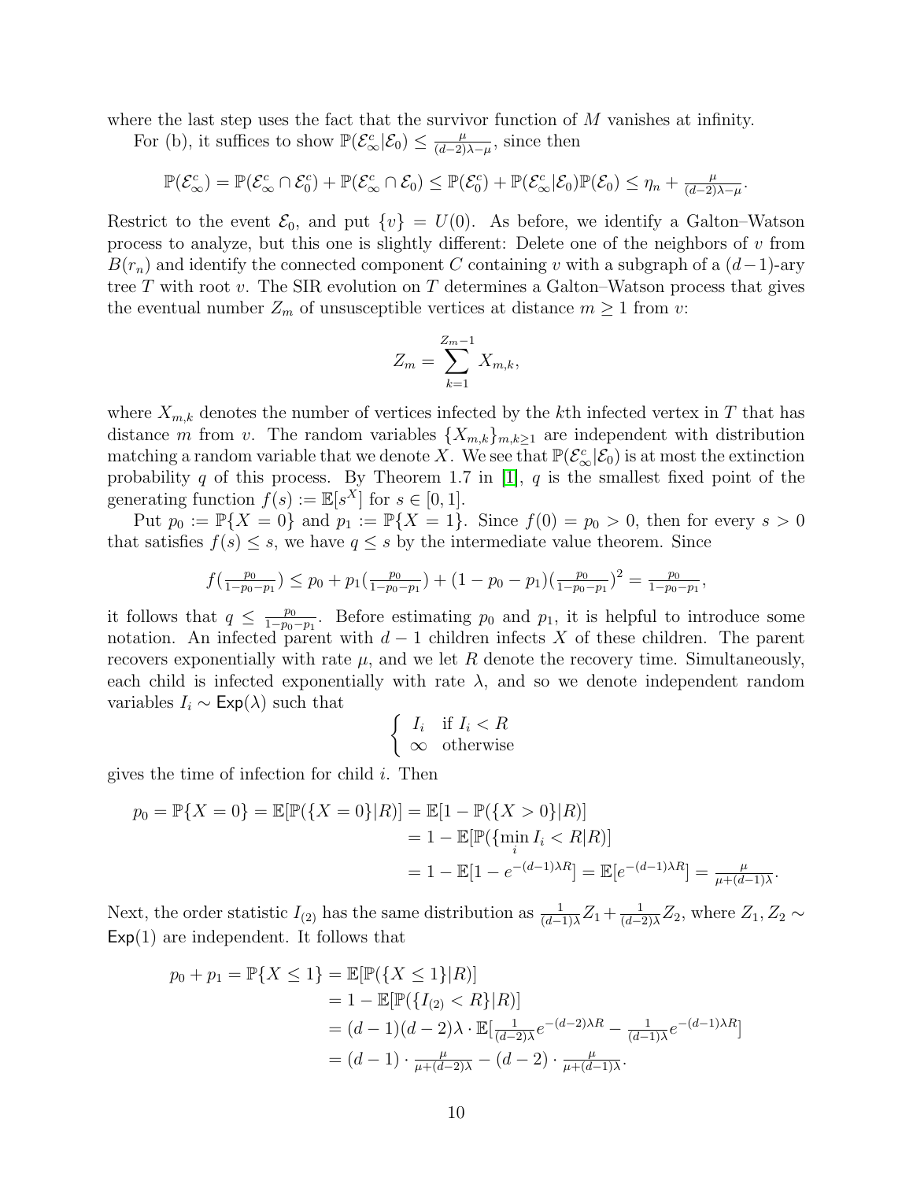where the last step uses the fact that the survivor function of $M$ vanishes at infinity.

For (b), it suffices to show $\mathbb{P}(\mathcal{E}_\infty^c|\mathcal{E}_0) \leq \frac{\mu}{(d-2)\lambda-\mu}$, since then

$$\mathbb{P}(\mathcal{E}_\infty^c) = \mathbb{P}(\mathcal{E}_\infty^c \cap \mathcal{E}_0^c) + \mathbb{P}(\mathcal{E}_\infty^c \cap \mathcal{E}_0) \leq \mathbb{P}(\mathcal{E}_0^c) + \mathbb{P}(\mathcal{E}_\infty^c|\mathcal{E}_0)\mathbb{P}(\mathcal{E}_0) \leq \eta_n + \tfrac{\mu}{(d-2)\lambda-\mu}.$$

Restrict to the event $\mathcal{E}_0$, and put $\{v\} = U(0)$. As before, we identify a Galton–Watson process to analyze, but this one is slightly different: Delete one of the neighbors of $v$ from $B(r_n)$ and identify the connected component $C$ containing $v$ with a subgraph of a $(d-1)$-ary tree $T$ with root $v$. The SIR evolution on $T$ determines a Galton–Watson process that gives the eventual number $Z_m$ of unsusceptible vertices at distance $m \geq 1$ from $v$:

$$Z_m = \sum_{k=1}^{Z_m-1} X_{m,k},$$

where $X_{m,k}$ denotes the number of vertices infected by the $k$th infected vertex in $T$ that has distance $m$ from $v$. The random variables $\{X_{m,k}\}_{m,k\geq 1}$ are independent with distribution matching a random variable that we denote $X$. We see that $\mathbb{P}(\mathcal{E}_\infty^c|\mathcal{E}_0)$ is at most the extinction probability $q$ of this process. By Theorem 1.7 in [1], $q$ is the smallest fixed point of the generating function $f(s) := \mathbb{E}[s^X]$ for $s \in [0, 1]$.

Put $p_0 := \mathbb{P}\{X = 0\}$ and $p_1 := \mathbb{P}\{X = 1\}$. Since $f(0) = p_0 > 0$, then for every $s > 0$ that satisfies $f(s) \leq s$, we have $q \leq s$ by the intermediate value theorem. Since

$$f(\tfrac{p_0}{1-p_0-p_1}) \leq p_0 + p_1(\tfrac{p_0}{1-p_0-p_1}) + (1 - p_0 - p_1)(\tfrac{p_0}{1-p_0-p_1})^2 = \tfrac{p_0}{1-p_0-p_1},$$

it follows that $q \leq \frac{p_0}{1-p_0-p_1}$. Before estimating $p_0$ and $p_1$, it is helpful to introduce some notation. An infected parent with $d-1$ children infects $X$ of these children. The parent recovers exponentially with rate $\mu$, and we let $R$ denote the recovery time. Simultaneously, each child is infected exponentially with rate $\lambda$, and so we denote independent random variables $I_i \sim \mathsf{Exp}(\lambda)$ such that

$$\begin{cases} I_i & \text{if } I_i < R \\ \infty & \text{otherwise} \end{cases}$$

gives the time of infection for child $i$. Then

$$\begin{aligned} p_0 = \mathbb{P}\{X = 0\} = \mathbb{E}[\mathbb{P}(\{X = 0\}|R)] &= \mathbb{E}[1 - \mathbb{P}(\{X > 0\}|R)] \\ &= 1 - \mathbb{E}[\mathbb{P}(\{\min_i I_i < R|R)] \\ &= 1 - \mathbb{E}[1 - e^{-(d-1)\lambda R}] = \mathbb{E}[e^{-(d-1)\lambda R}] = \tfrac{\mu}{\mu+(d-1)\lambda}. \end{aligned}$$

Next, the order statistic $I_{(2)}$ has the same distribution as $\frac{1}{(d-1)\lambda}Z_1 + \frac{1}{(d-2)\lambda}Z_2$, where $Z_1, Z_2 \sim \mathsf{Exp}(1)$ are independent. It follows that

$$\begin{aligned} p_0 + p_1 = \mathbb{P}\{X \leq 1\} &= \mathbb{E}[\mathbb{P}(\{X \leq 1\}|R)] \\ &= 1 - \mathbb{E}[\mathbb{P}(\{I_{(2)} < R\}|R)] \\ &= (d-1)(d-2)\lambda \cdot \mathbb{E}[\tfrac{1}{(d-2)\lambda}e^{-(d-2)\lambda R} - \tfrac{1}{(d-1)\lambda}e^{-(d-1)\lambda R}] \\ &= (d-1) \cdot \tfrac{\mu}{\mu+(d-2)\lambda} - (d-2) \cdot \tfrac{\mu}{\mu+(d-1)\lambda}. \end{aligned}$$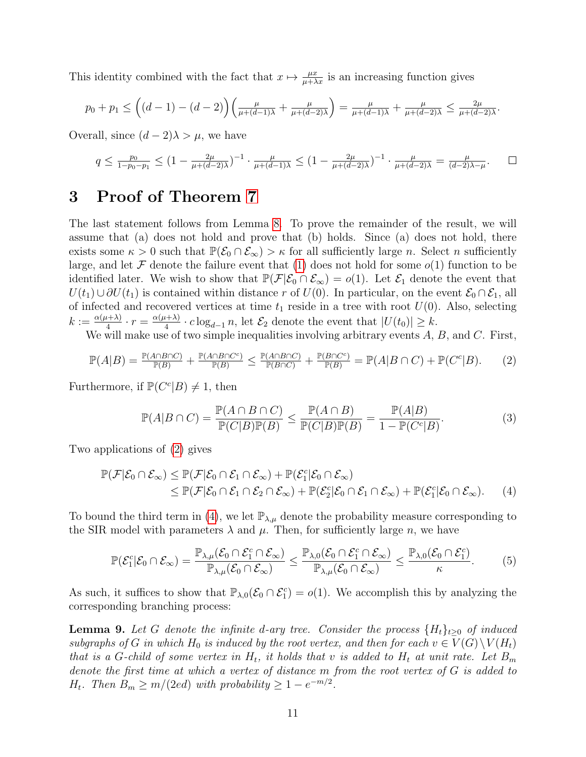This identity combined with the fact that $x \mapsto \frac{\mu x}{\mu + \lambda x}$ is an increasing function gives

$$p_0 + p_1 \leq \Big((d-1) - (d-2)\Big)\left(\tfrac{\mu}{\mu+(d-1)\lambda} + \tfrac{\mu}{\mu+(d-2)\lambda}\right) = \tfrac{\mu}{\mu+(d-1)\lambda} + \tfrac{\mu}{\mu+(d-2)\lambda} \leq \tfrac{2\mu}{\mu+(d-2)\lambda}.$$

Overall, since $(d-2)\lambda > \mu$, we have

$$q \leq \tfrac{p_0}{1-p_0-p_1} \leq (1 - \tfrac{2\mu}{\mu+(d-2)\lambda})^{-1} \cdot \tfrac{\mu}{\mu+(d-1)\lambda} \leq (1 - \tfrac{2\mu}{\mu+(d-2)\lambda})^{-1} \cdot \tfrac{\mu}{\mu+(d-2)\lambda} = \tfrac{\mu}{(d-2)\lambda - \mu}. \qquad \square$$

# 3 Proof of Theorem 7

The last statement follows from Lemma 8. To prove the remainder of the result, we will assume that (a) does not hold and prove that (b) holds. Since (a) does not hold, there exists some $\kappa > 0$ such that $\mathbb{P}(\mathcal{E}_0 \cap \mathcal{E}_\infty) > \kappa$ for all sufficiently large $n$. Select $n$ sufficiently large, and let $\mathcal{F}$ denote the failure event that (1) does not hold for some $o(1)$ function to be identified later. We wish to show that $\mathbb{P}(\mathcal{F}|\mathcal{E}_0 \cap \mathcal{E}_\infty) = o(1)$. Let $\mathcal{E}_1$ denote the event that $U(t_1) \cup \partial U(t_1)$ is contained within distance $r$ of $U(0)$. In particular, on the event $\mathcal{E}_0 \cap \mathcal{E}_1$, all of infected and recovered vertices at time $t_1$ reside in a tree with root $U(0)$. Also, selecting $k := \frac{\alpha(\mu+\lambda)}{4} \cdot r = \frac{\alpha(\mu+\lambda)}{4} \cdot c \log_{d-1} n$, let $\mathcal{E}_2$ denote the event that $|U(t_0)| \geq k$.

We will make use of two simple inequalities involving arbitrary events $A$, $B$, and $C$. First,

$$\mathbb{P}(A|B) = \tfrac{\mathbb{P}(A\cap B\cap C)}{\mathbb{P}(B)} + \tfrac{\mathbb{P}(A\cap B\cap C^c)}{\mathbb{P}(B)} \leq \tfrac{\mathbb{P}(A\cap B\cap C)}{\mathbb{P}(B\cap C)} + \tfrac{\mathbb{P}(B\cap C^c)}{\mathbb{P}(B)} = \mathbb{P}(A|B\cap C) + \mathbb{P}(C^c|B). \tag{2}$$

Furthermore, if $\mathbb{P}(C^c|B) \neq 1$, then

$$\mathbb{P}(A|B\cap C) = \frac{\mathbb{P}(A\cap B\cap C)}{\mathbb{P}(C|B)\mathbb{P}(B)} \leq \frac{\mathbb{P}(A\cap B)}{\mathbb{P}(C|B)\mathbb{P}(B)} = \frac{\mathbb{P}(A|B)}{1-\mathbb{P}(C^c|B)}. \tag{3}$$

Two applications of (2) gives

$$\begin{aligned}\mathbb{P}(\mathcal{F}|\mathcal{E}_0\cap\mathcal{E}_\infty) &\leq \mathbb{P}(\mathcal{F}|\mathcal{E}_0\cap\mathcal{E}_1\cap\mathcal{E}_\infty) + \mathbb{P}(\mathcal{E}_1^c|\mathcal{E}_0\cap\mathcal{E}_\infty)\\ &\leq \mathbb{P}(\mathcal{F}|\mathcal{E}_0\cap\mathcal{E}_1\cap\mathcal{E}_2\cap\mathcal{E}_\infty) + \mathbb{P}(\mathcal{E}_2^c|\mathcal{E}_0\cap\mathcal{E}_1\cap\mathcal{E}_\infty) + \mathbb{P}(\mathcal{E}_1^c|\mathcal{E}_0\cap\mathcal{E}_\infty).\end{aligned} \tag{4}$$

To bound the third term in (4), we let $\mathbb{P}_{\lambda,\mu}$ denote the probability measure corresponding to the SIR model with parameters $\lambda$ and $\mu$. Then, for sufficiently large $n$, we have

$$\mathbb{P}(\mathcal{E}_1^c|\mathcal{E}_0\cap\mathcal{E}_\infty) = \frac{\mathbb{P}_{\lambda,\mu}(\mathcal{E}_0\cap\mathcal{E}_1^c\cap\mathcal{E}_\infty)}{\mathbb{P}_{\lambda,\mu}(\mathcal{E}_0\cap\mathcal{E}_\infty)} \leq \frac{\mathbb{P}_{\lambda,0}(\mathcal{E}_0\cap\mathcal{E}_1^c\cap\mathcal{E}_\infty)}{\mathbb{P}_{\lambda,\mu}(\mathcal{E}_0\cap\mathcal{E}_\infty)} \leq \frac{\mathbb{P}_{\lambda,0}(\mathcal{E}_0\cap\mathcal{E}_1^c)}{\kappa}. \tag{5}$$

As such, it suffices to show that $\mathbb{P}_{\lambda,0}(\mathcal{E}_0\cap\mathcal{E}_1^c) = o(1)$. We accomplish this by analyzing the corresponding branching process:

**Lemma 9.** *Let $G$ denote the infinite $d$-ary tree. Consider the process $\{H_t\}_{t\geq 0}$ of induced subgraphs of $G$ in which $H_0$ is induced by the root vertex, and then for each $v \in V(G)\setminus V(H_t)$ that is a $G$-child of some vertex in $H_t$, it holds that $v$ is added to $H_t$ at unit rate. Let $B_m$ denote the first time at which a vertex of distance $m$ from the root vertex of $G$ is added to $H_t$. Then $B_m \geq m/(2ed)$ with probability $\geq 1 - e^{-m/2}$.*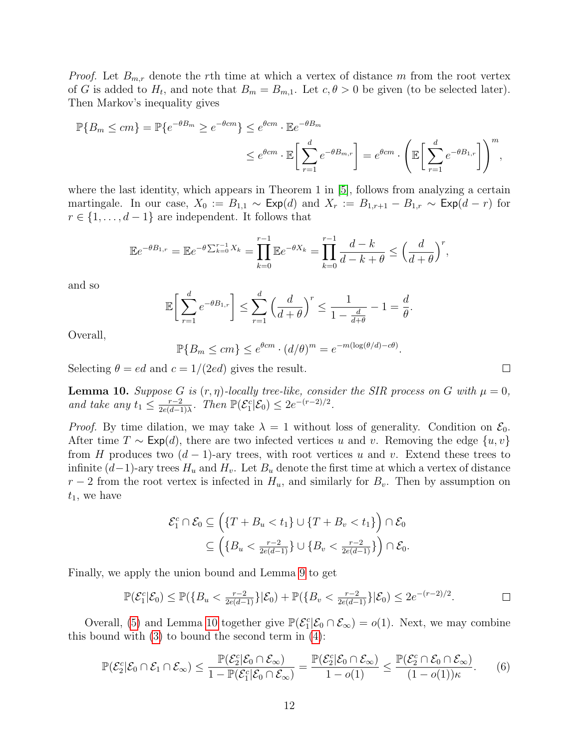*Proof.* Let $B_{m,r}$ denote the $r$th time at which a vertex of distance $m$ from the root vertex of $G$ is added to $H_t$, and note that $B_m = B_{m,1}$. Let $c, \theta > 0$ be given (to be selected later). Then Markov's inequality gives

$$\mathbb{P}\{B_m \le cm\} = \mathbb{P}\{e^{-\theta B_m} \ge e^{-\theta cm}\} \le e^{\theta cm} \cdot \mathbb{E}e^{-\theta B_m}$$
$$\le e^{\theta cm} \cdot \mathbb{E}\bigg[\sum_{r=1}^{d} e^{-\theta B_{m,r}}\bigg] = e^{\theta cm} \cdot \bigg(\mathbb{E}\bigg[\sum_{r=1}^{d} e^{-\theta B_{1,r}}\bigg]\bigg)^m,$$

where the last identity, which appears in Theorem 1 in [5], follows from analyzing a certain martingale. In our case, $X_0 := B_{1,1} \sim \mathsf{Exp}(d)$ and $X_r := B_{1,r+1} - B_{1,r} \sim \mathsf{Exp}(d-r)$ for $r \in \{1, \ldots, d-1\}$ are independent. It follows that

$$\mathbb{E}e^{-\theta B_{1,r}} = \mathbb{E}e^{-\theta \sum_{k=0}^{r-1} X_k} = \prod_{k=0}^{r-1} \mathbb{E}e^{-\theta X_k} = \prod_{k=0}^{r-1} \frac{d-k}{d-k+\theta} \le \Big(\frac{d}{d+\theta}\Big)^r,$$

and so

$$\mathbb{E}\bigg[\sum_{r=1}^{d} e^{-\theta B_{1,r}}\bigg] \le \sum_{r=1}^{d} \Big(\frac{d}{d+\theta}\Big)^r \le \frac{1}{1-\frac{d}{d+\theta}} - 1 = \frac{d}{\theta}.$$

Overall,

$$\mathbb{P}\{B_m \le cm\} \le e^{\theta cm} \cdot (d/\theta)^m = e^{-m(\log(\theta/d) - c\theta)}.$$

Selecting $\theta = ed$ and $c = 1/(2ed)$ gives the result. □

**Lemma 10.** *Suppose $G$ is $(r, \eta)$-locally tree-like, consider the SIR process on $G$ with $\mu = 0$, and take any $t_1 \le \frac{r-2}{2e(d-1)\lambda}$. Then $\mathbb{P}(\mathcal{E}_1^c | \mathcal{E}_0) \le 2e^{-(r-2)/2}$.*

*Proof.* By time dilation, we may take $\lambda = 1$ without loss of generality. Condition on $\mathcal{E}_0$. After time $T \sim \mathsf{Exp}(d)$, there are two infected vertices $u$ and $v$. Removing the edge $\{u, v\}$ from $H$ produces two $(d-1)$-ary trees, with root vertices $u$ and $v$. Extend these trees to infinite $(d-1)$-ary trees $H_u$ and $H_v$. Let $B_u$ denote the first time at which a vertex of distance $r-2$ from the root vertex is infected in $H_u$, and similarly for $B_v$. Then by assumption on $t_1$, we have

$$\mathcal{E}_1^c \cap \mathcal{E}_0 \subseteq \Big(\{T + B_u < t_1\} \cup \{T + B_v < t_1\}\Big) \cap \mathcal{E}_0$$
$$\subseteq \Big(\{B_u < \tfrac{r-2}{2e(d-1)}\} \cup \{B_v < \tfrac{r-2}{2e(d-1)}\}\Big) \cap \mathcal{E}_0.$$

Finally, we apply the union bound and Lemma 9 to get

$$\mathbb{P}(\mathcal{E}_1^c | \mathcal{E}_0) \le \mathbb{P}(\{B_u < \tfrac{r-2}{2e(d-1)}\} | \mathcal{E}_0) + \mathbb{P}(\{B_v < \tfrac{r-2}{2e(d-1)}\} | \mathcal{E}_0) \le 2e^{-(r-2)/2}.$$ □

Overall, (5) and Lemma 10 together give $\mathbb{P}(\mathcal{E}_1^c | \mathcal{E}_0 \cap \mathcal{E}_\infty) = o(1)$. Next, we may combine this bound with (3) to bound the second term in (4):

$$\mathbb{P}(\mathcal{E}_2^c | \mathcal{E}_0 \cap \mathcal{E}_1 \cap \mathcal{E}_\infty) \le \frac{\mathbb{P}(\mathcal{E}_2^c | \mathcal{E}_0 \cap \mathcal{E}_\infty)}{1 - \mathbb{P}(\mathcal{E}_1^c | \mathcal{E}_0 \cap \mathcal{E}_\infty)} = \frac{\mathbb{P}(\mathcal{E}_2^c | \mathcal{E}_0 \cap \mathcal{E}_\infty)}{1 - o(1)} \le \frac{\mathbb{P}(\mathcal{E}_2^c \cap \mathcal{E}_0 \cap \mathcal{E}_\infty)}{(1 - o(1))\kappa}. \quad (6)$$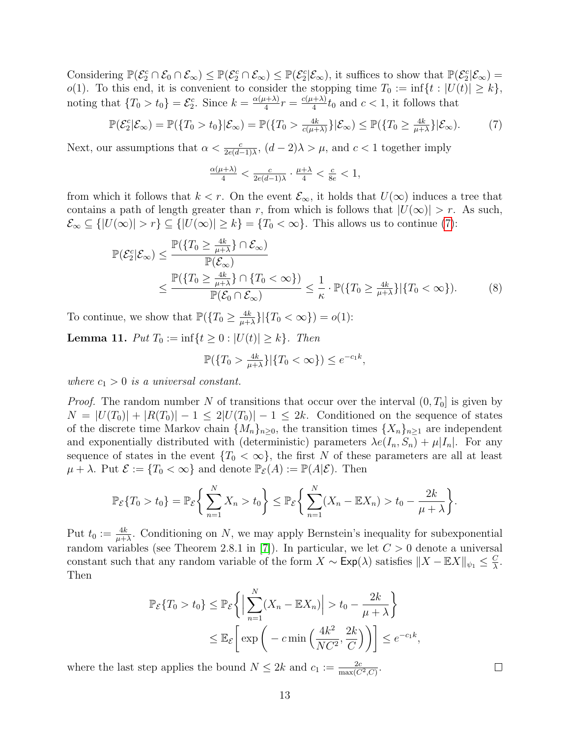Considering $\mathbb{P}(\mathcal{E}_2^c \cap \mathcal{E}_0 \cap \mathcal{E}_\infty) \leq \mathbb{P}(\mathcal{E}_2^c \cap \mathcal{E}_\infty) \leq \mathbb{P}(\mathcal{E}_2^c|\mathcal{E}_\infty)$, it suffices to show that $\mathbb{P}(\mathcal{E}_2^c|\mathcal{E}_\infty) = o(1)$. To this end, it is convenient to consider the stopping time $T_0 := \inf\{t : |U(t)| \geq k\}$, noting that $\{T_0 > t_0\} = \mathcal{E}_2^c$. Since $k = \frac{\alpha(\mu+\lambda)}{4} r = \frac{c(\mu+\lambda)}{4} t_0$ and $c < 1$, it follows that

$$\mathbb{P}(\mathcal{E}_2^c|\mathcal{E}_\infty) = \mathbb{P}(\{T_0 > t_0\}|\mathcal{E}_\infty) = \mathbb{P}(\{T_0 > \tfrac{4k}{c(\mu+\lambda)}\}|\mathcal{E}_\infty) \leq \mathbb{P}(\{T_0 \geq \tfrac{4k}{\mu+\lambda}\}|\mathcal{E}_\infty). \tag{7}$$

Next, our assumptions that $\alpha < \frac{c}{2e(d-1)\lambda}$, $(d-2)\lambda > \mu$, and $c < 1$ together imply

$$\tfrac{\alpha(\mu+\lambda)}{4} < \tfrac{c}{2e(d-1)\lambda} \cdot \tfrac{\mu+\lambda}{4} < \tfrac{c}{8e} < 1,$$

from which it follows that $k < r$. On the event $\mathcal{E}_\infty$, it holds that $U(\infty)$ induces a tree that contains a path of length greater than $r$, from which is follows that $|U(\infty)| > r$. As such, $\mathcal{E}_\infty \subseteq \{|U(\infty)| > r\} \subseteq \{|U(\infty)| \geq k\} = \{T_0 < \infty\}$. This allows us to continue (7):

$$\begin{aligned}
\mathbb{P}(\mathcal{E}_2^c|\mathcal{E}_\infty) &\leq \frac{\mathbb{P}(\{T_0 \geq \frac{4k}{\mu+\lambda}\} \cap \mathcal{E}_\infty)}{\mathbb{P}(\mathcal{E}_\infty)} \\
&\leq \frac{\mathbb{P}(\{T_0 \geq \frac{4k}{\mu+\lambda}\} \cap \{T_0 < \infty\})}{\mathbb{P}(\mathcal{E}_0 \cap \mathcal{E}_\infty)} \leq \frac{1}{\kappa} \cdot \mathbb{P}(\{T_0 \geq \tfrac{4k}{\mu+\lambda}\}|\{T_0 < \infty\}).
\end{aligned} \tag{8}$$

To continue, we show that $\mathbb{P}(\{T_0 \geq \frac{4k}{\mu+\lambda}\}|\{T_0 < \infty\}) = o(1)$:

**Lemma 11.** *Put $T_0 := \inf\{t \geq 0 : |U(t)| \geq k\}$. Then*

$$\mathbb{P}(\{T_0 > \tfrac{4k}{\mu+\lambda}\}|\{T_0 < \infty\}) \leq e^{-c_1 k},$$

*where $c_1 > 0$ is a universal constant.*

*Proof.* The random number $N$ of transitions that occur over the interval $(0, T_0]$ is given by $N = |U(T_0)| + |R(T_0)| - 1 \leq 2|U(T_0)| - 1 \leq 2k$. Conditioned on the sequence of states of the discrete time Markov chain $\{M_n\}_{n\geq 0}$, the transition times $\{X_n\}_{n\geq 1}$ are independent and exponentially distributed with (deterministic) parameters $\lambda e(I_n, S_n) + \mu|I_n|$. For any sequence of states in the event $\{T_0 < \infty\}$, the first $N$ of these parameters are all at least $\mu + \lambda$. Put $\mathcal{E} := \{T_0 < \infty\}$ and denote $\mathbb{P}_\mathcal{E}(A) := \mathbb{P}(A|\mathcal{E})$. Then

$$\mathbb{P}_\mathcal{E}\{T_0 > t_0\} = \mathbb{P}_\mathcal{E}\bigg\{\sum_{n=1}^N X_n > t_0\bigg\} \leq \mathbb{P}_\mathcal{E}\bigg\{\sum_{n=1}^N (X_n - \mathbb{E}X_n) > t_0 - \frac{2k}{\mu+\lambda}\bigg\}.$$

Put $t_0 := \frac{4k}{\mu+\lambda}$. Conditioning on $N$, we may apply Bernstein's inequality for subexponential random variables (see Theorem 2.8.1 in [7]). In particular, we let $C > 0$ denote a universal constant such that any random variable of the form $X \sim \mathsf{Exp}(\lambda)$ satisfies $\|X - \mathbb{E}X\|_{\psi_1} \leq \frac{C}{\lambda}$. Then

$$\begin{aligned}
\mathbb{P}_\mathcal{E}\{T_0 > t_0\} &\leq \mathbb{P}_\mathcal{E}\bigg\{\Big|\sum_{n=1}^N (X_n - \mathbb{E}X_n)\Big| > t_0 - \frac{2k}{\mu+\lambda}\bigg\} \\
&\leq \mathbb{E}_\mathcal{E}\bigg[\exp\bigg(-c\min\Big(\frac{4k^2}{NC^2}, \frac{2k}{C}\Big)\bigg)\bigg] \leq e^{-c_1 k},
\end{aligned}$$

where the last step applies the bound $N \leq 2k$ and $c_1 := \frac{2c}{\max(C^2, C)}$. $\square$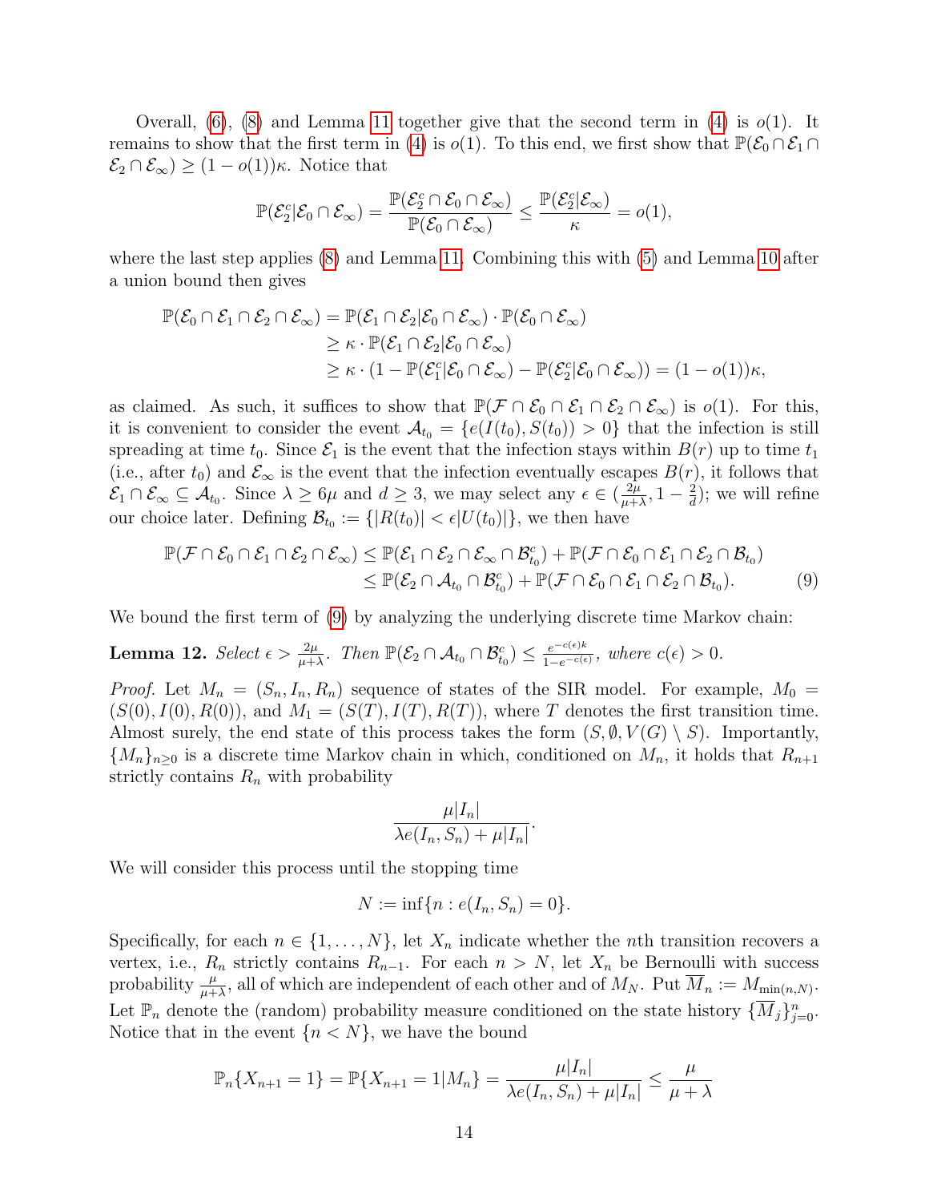Overall, (6), (8) and Lemma 11 together give that the second term in (4) is $o(1)$. It remains to show that the first term in (4) is $o(1)$. To this end, we first show that $\mathbb{P}(\mathcal{E}_0 \cap \mathcal{E}_1 \cap \mathcal{E}_2 \cap \mathcal{E}_\infty) \geq (1 - o(1))\kappa$. Notice that

$$\mathbb{P}(\mathcal{E}_2^c | \mathcal{E}_0 \cap \mathcal{E}_\infty) = \frac{\mathbb{P}(\mathcal{E}_2^c \cap \mathcal{E}_0 \cap \mathcal{E}_\infty)}{\mathbb{P}(\mathcal{E}_0 \cap \mathcal{E}_\infty)} \leq \frac{\mathbb{P}(\mathcal{E}_2^c | \mathcal{E}_\infty)}{\kappa} = o(1),$$

where the last step applies (8) and Lemma 11. Combining this with (5) and Lemma 10 after a union bound then gives

$$\begin{aligned}
\mathbb{P}(\mathcal{E}_0 \cap \mathcal{E}_1 \cap \mathcal{E}_2 \cap \mathcal{E}_\infty) &= \mathbb{P}(\mathcal{E}_1 \cap \mathcal{E}_2 | \mathcal{E}_0 \cap \mathcal{E}_\infty) \cdot \mathbb{P}(\mathcal{E}_0 \cap \mathcal{E}_\infty) \\
&\geq \kappa \cdot \mathbb{P}(\mathcal{E}_1 \cap \mathcal{E}_2 | \mathcal{E}_0 \cap \mathcal{E}_\infty) \\
&\geq \kappa \cdot (1 - \mathbb{P}(\mathcal{E}_1^c | \mathcal{E}_0 \cap \mathcal{E}_\infty) - \mathbb{P}(\mathcal{E}_2^c | \mathcal{E}_0 \cap \mathcal{E}_\infty)) = (1 - o(1))\kappa,
\end{aligned}$$

as claimed. As such, it suffices to show that $\mathbb{P}(\mathcal{F} \cap \mathcal{E}_0 \cap \mathcal{E}_1 \cap \mathcal{E}_2 \cap \mathcal{E}_\infty)$ is $o(1)$. For this, it is convenient to consider the event $\mathcal{A}_{t_0} = \{e(I(t_0), S(t_0)) > 0\}$ that the infection is still spreading at time $t_0$. Since $\mathcal{E}_1$ is the event that the infection stays within $B(r)$ up to time $t_1$ (i.e., after $t_0$) and $\mathcal{E}_\infty$ is the event that the infection eventually escapes $B(r)$, it follows that $\mathcal{E}_1 \cap \mathcal{E}_\infty \subseteq \mathcal{A}_{t_0}$. Since $\lambda \geq 6\mu$ and $d \geq 3$, we may select any $\epsilon \in (\frac{2\mu}{\mu+\lambda}, 1 - \frac{2}{d})$; we will refine our choice later. Defining $\mathcal{B}_{t_0} := \{|R(t_0)| < \epsilon |U(t_0)|\}$, we then have

$$\begin{aligned}
\mathbb{P}(\mathcal{F} \cap \mathcal{E}_0 \cap \mathcal{E}_1 \cap \mathcal{E}_2 \cap \mathcal{E}_\infty) &\leq \mathbb{P}(\mathcal{E}_1 \cap \mathcal{E}_2 \cap \mathcal{E}_\infty \cap \mathcal{B}_{t_0}^c) + \mathbb{P}(\mathcal{F} \cap \mathcal{E}_0 \cap \mathcal{E}_1 \cap \mathcal{E}_2 \cap \mathcal{B}_{t_0}) \\
&\leq \mathbb{P}(\mathcal{E}_2 \cap \mathcal{A}_{t_0} \cap \mathcal{B}_{t_0}^c) + \mathbb{P}(\mathcal{F} \cap \mathcal{E}_0 \cap \mathcal{E}_1 \cap \mathcal{E}_2 \cap \mathcal{B}_{t_0}). \qquad (9)
\end{aligned}$$

We bound the first term of (9) by analyzing the underlying discrete time Markov chain:

**Lemma 12.** *Select $\epsilon > \frac{2\mu}{\mu+\lambda}$. Then $\mathbb{P}(\mathcal{E}_2 \cap \mathcal{A}_{t_0} \cap \mathcal{B}_{t_0}^c) \leq \frac{e^{-c(\epsilon)k}}{1-e^{-c(\epsilon)}}$, where $c(\epsilon) > 0$.*

*Proof.* Let $M_n = (S_n, I_n, R_n)$ sequence of states of the SIR model. For example, $M_0 = (S(0), I(0), R(0))$, and $M_1 = (S(T), I(T), R(T))$, where $T$ denotes the first transition time. Almost surely, the end state of this process takes the form $(S, \emptyset, V(G) \setminus S)$. Importantly, $\{M_n\}_{n\geq 0}$ is a discrete time Markov chain in which, conditioned on $M_n$, it holds that $R_{n+1}$ strictly contains $R_n$ with probability

$$\frac{\mu |I_n|}{\lambda e(I_n, S_n) + \mu |I_n|}.$$

We will consider this process until the stopping time

$$N := \inf\{n : e(I_n, S_n) = 0\}.$$

Specifically, for each $n \in \{1, \ldots, N\}$, let $X_n$ indicate whether the $n$th transition recovers a vertex, i.e., $R_n$ strictly contains $R_{n-1}$. For each $n > N$, let $X_n$ be Bernoulli with success probability $\frac{\mu}{\mu+\lambda}$, all of which are independent of each other and of $M_N$. Put $\overline{M}_n := M_{\min(n,N)}$. Let $\mathbb{P}_n$ denote the (random) probability measure conditioned on the state history $\{\overline{M}_j\}_{j=0}^n$. Notice that in the event $\{n < N\}$, we have the bound

$$\mathbb{P}_n\{X_{n+1} = 1\} = \mathbb{P}\{X_{n+1} = 1 | M_n\} = \frac{\mu |I_n|}{\lambda e(I_n, S_n) + \mu |I_n|} \leq \frac{\mu}{\mu + \lambda}$$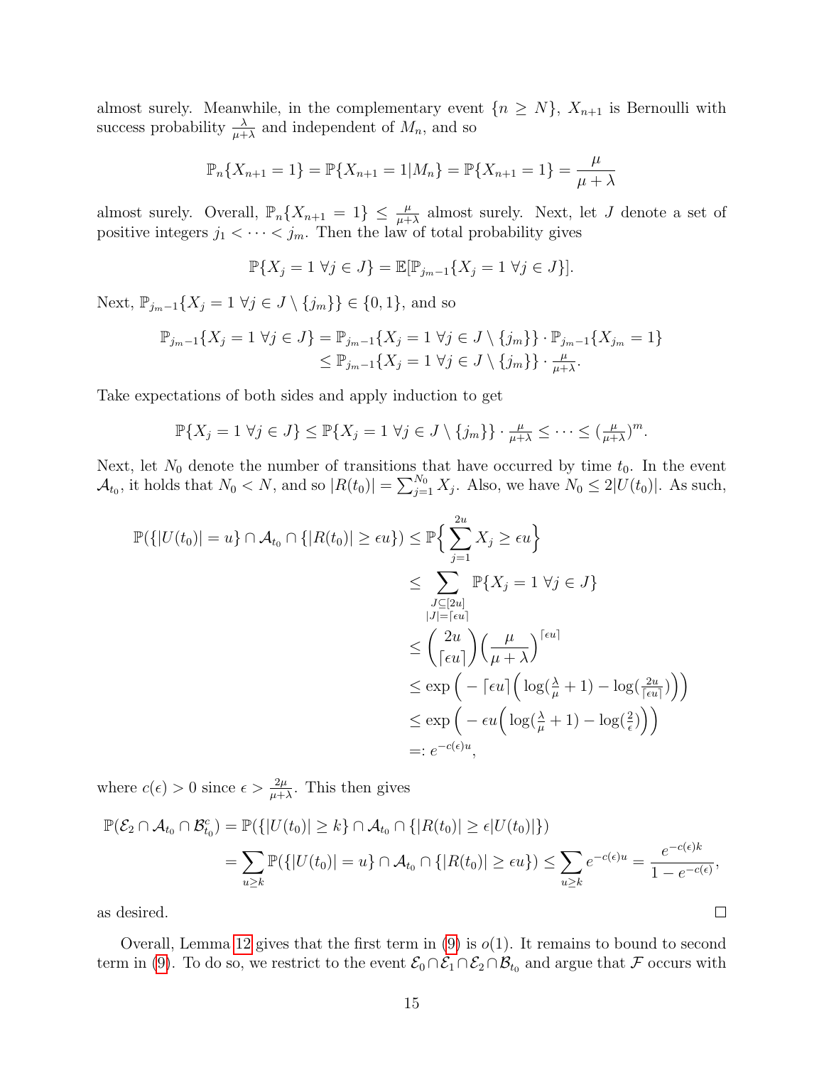almost surely. Meanwhile, in the complementary event $\{n \geq N\}$, $X_{n+1}$ is Bernoulli with success probability $\frac{\lambda}{\mu+\lambda}$ and independent of $M_n$, and so

$$\mathbb{P}_n\{X_{n+1} = 1\} = \mathbb{P}\{X_{n+1} = 1 | M_n\} = \mathbb{P}\{X_{n+1} = 1\} = \frac{\mu}{\mu + \lambda}$$

almost surely. Overall, $\mathbb{P}_n\{X_{n+1} = 1\} \leq \frac{\mu}{\mu+\lambda}$ almost surely. Next, let $J$ denote a set of positive integers $j_1 < \cdots < j_m$. Then the law of total probability gives

$$\mathbb{P}\{X_j = 1 \ \forall j \in J\} = \mathbb{E}[\mathbb{P}_{j_m - 1}\{X_j = 1 \ \forall j \in J\}].$$

Next, $\mathbb{P}_{j_m-1}\{X_j = 1 \ \forall j \in J \setminus \{j_m\}\} \in \{0, 1\}$, and so

$$\begin{aligned}
\mathbb{P}_{j_m-1}\{X_j = 1 \ \forall j \in J\} &= \mathbb{P}_{j_m-1}\{X_j = 1 \ \forall j \in J \setminus \{j_m\}\} \cdot \mathbb{P}_{j_m-1}\{X_{j_m} = 1\} \\
&\leq \mathbb{P}_{j_m-1}\{X_j = 1 \ \forall j \in J \setminus \{j_m\}\} \cdot \tfrac{\mu}{\mu+\lambda}.
\end{aligned}$$

Take expectations of both sides and apply induction to get

$$\mathbb{P}\{X_j = 1 \ \forall j \in J\} \leq \mathbb{P}\{X_j = 1 \ \forall j \in J \setminus \{j_m\}\} \cdot \tfrac{\mu}{\mu+\lambda} \leq \cdots \leq (\tfrac{\mu}{\mu+\lambda})^m.$$

Next, let $N_0$ denote the number of transitions that have occurred by time $t_0$. In the event $\mathcal{A}_{t_0}$, it holds that $N_0 < N$, and so $|R(t_0)| = \sum_{j=1}^{N_0} X_j$. Also, we have $N_0 \leq 2|U(t_0)|$. As such,

$$\begin{aligned}
\mathbb{P}(\{|U(t_0)| = u\} \cap \mathcal{A}_{t_0} \cap \{|R(t_0)| \geq \epsilon u\}) &\leq \mathbb{P}\Big\{ \sum_{j=1}^{2u} X_j \geq \epsilon u \Big\} \\
&\leq \sum_{\substack{J \subseteq [2u] \\ |J| = \lceil \epsilon u \rceil}} \mathbb{P}\{X_j = 1 \ \forall j \in J\} \\
&\leq \binom{2u}{\lceil \epsilon u \rceil} \Big( \frac{\mu}{\mu + \lambda} \Big)^{\lceil \epsilon u \rceil} \\
&\leq \exp\Big( - \lceil \epsilon u \rceil \Big( \log(\tfrac{\lambda}{\mu} + 1) - \log(\tfrac{2u}{\lceil \epsilon u \rceil}) \Big) \Big) \\
&\leq \exp\Big( - \epsilon u \Big( \log(\tfrac{\lambda}{\mu} + 1) - \log(\tfrac{2}{\epsilon}) \Big) \Big) \\
&=: e^{-c(\epsilon) u},
\end{aligned}$$

where $c(\epsilon) > 0$ since $\epsilon > \frac{2\mu}{\mu+\lambda}$. This then gives

$$\begin{aligned}
\mathbb{P}(\mathcal{E}_2 \cap \mathcal{A}_{t_0} \cap \mathcal{B}_{t_0}^c) &= \mathbb{P}(\{|U(t_0)| \geq k\} \cap \mathcal{A}_{t_0} \cap \{|R(t_0)| \geq \epsilon |U(t_0)|\}) \\
&= \sum_{u \geq k} \mathbb{P}(\{|U(t_0)| = u\} \cap \mathcal{A}_{t_0} \cap \{|R(t_0)| \geq \epsilon u\}) \leq \sum_{u \geq k} e^{-c(\epsilon) u} = \frac{e^{-c(\epsilon) k}}{1 - e^{-c(\epsilon)}},
\end{aligned}$$

as desired. ☐

Overall, Lemma 12 gives that the first term in (9) is $o(1)$. It remains to bound to second term in (9). To do so, we restrict to the event $\mathcal{E}_0 \cap \mathcal{E}_1 \cap \mathcal{E}_2 \cap \mathcal{B}_{t_0}$ and argue that $\mathcal{F}$ occurs with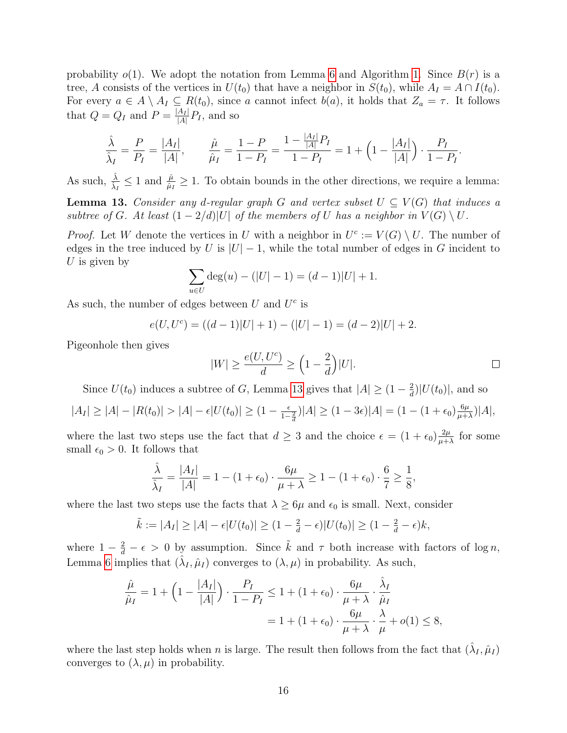probability $o(1)$. We adopt the notation from Lemma 6 and Algorithm 1. Since $B(r)$ is a tree, $A$ consists of the vertices in $U(t_0)$ that have a neighbor in $S(t_0)$, while $A_I = A \cap I(t_0)$. For every $a \in A \setminus A_I \subseteq R(t_0)$, since $a$ cannot infect $b(a)$, it holds that $Z_a = \tau$. It follows that $Q = Q_I$ and $P = \frac{|A_I|}{|A|} P_I$, and so

$$\frac{\hat{\lambda}}{\hat{\lambda}_I} = \frac{P}{P_I} = \frac{|A_I|}{|A|}, \qquad \frac{\hat{\mu}}{\hat{\mu}_I} = \frac{1-P}{1-P_I} = \frac{1 - \frac{|A_I|}{|A|} P_I}{1-P_I} = 1 + \Big(1 - \frac{|A_I|}{|A|}\Big) \cdot \frac{P_I}{1-P_I}.$$

As such, $\frac{\hat{\lambda}}{\hat{\lambda}_I} \le 1$ and $\frac{\hat{\mu}}{\hat{\mu}_I} \ge 1$. To obtain bounds in the other directions, we require a lemma:

**Lemma 13.** *Consider any $d$-regular graph $G$ and vertex subset $U \subseteq V(G)$ that induces a subtree of $G$. At least $(1 - 2/d)|U|$ of the members of $U$ has a neighbor in $V(G) \setminus U$.*

*Proof.* Let $W$ denote the vertices in $U$ with a neighbor in $U^c := V(G) \setminus U$. The number of edges in the tree induced by $U$ is $|U| - 1$, while the total number of edges in $G$ incident to $U$ is given by

$$\sum_{u \in U} \deg(u) - (|U| - 1) = (d-1)|U| + 1.$$

As such, the number of edges between $U$ and $U^c$ is

$$e(U, U^c) = ((d-1)|U| + 1) - (|U| - 1) = (d-2)|U| + 2.$$

Pigeonhole then gives

$$|W| \ge \frac{e(U, U^c)}{d} \ge \Big(1 - \frac{2}{d}\Big)|U|.$$

$\square$

Since $U(t_0)$ induces a subtree of $G$, Lemma 13 gives that $|A| \ge (1 - \frac{2}{d})|U(t_0)|$, and so

$$|A_I| \ge |A| - |R(t_0)| > |A| - \epsilon|U(t_0)| \ge (1 - \tfrac{\epsilon}{1-\frac{2}{d}})|A| \ge (1 - 3\epsilon)|A| = (1 - (1+\epsilon_0)\tfrac{6\mu}{\mu+\lambda})|A|,$$

where the last two steps use the fact that $d \ge 3$ and the choice $\epsilon = (1+\epsilon_0)\frac{2\mu}{\mu+\lambda}$ for some small $\epsilon_0 > 0$. It follows that

$$\frac{\hat{\lambda}}{\hat{\lambda}_I} = \frac{|A_I|}{|A|} = 1 - (1+\epsilon_0) \cdot \frac{6\mu}{\mu+\lambda} \ge 1 - (1+\epsilon_0) \cdot \frac{6}{7} \ge \frac{1}{8},$$

where the last two steps use the facts that $\lambda \ge 6\mu$ and $\epsilon_0$ is small. Next, consider

$$\tilde{k} := |A_I| \ge |A| - \epsilon|U(t_0)| \ge (1 - \tfrac{2}{d} - \epsilon)|U(t_0)| \ge (1 - \tfrac{2}{d} - \epsilon)k,$$

where $1 - \frac{2}{d} - \epsilon > 0$ by assumption. Since $\tilde{k}$ and $\tau$ both increase with factors of $\log n$, Lemma 6 implies that $(\hat{\lambda}_I, \hat{\mu}_I)$ converges to $(\lambda, \mu)$ in probability. As such,

$$\begin{aligned}
\frac{\hat{\mu}}{\hat{\mu}_I} = 1 + \Big(1 - \frac{|A_I|}{|A|}\Big) \cdot \frac{P_I}{1-P_I} &\le 1 + (1+\epsilon_0) \cdot \frac{6\mu}{\mu+\lambda} \cdot \frac{\hat{\lambda}_I}{\hat{\mu}_I} \\
&= 1 + (1+\epsilon_0) \cdot \frac{6\mu}{\mu+\lambda} \cdot \frac{\lambda}{\mu} + o(1) \le 8,
\end{aligned}$$

where the last step holds when $n$ is large. The result then follows from the fact that $(\hat{\lambda}_I, \hat{\mu}_I)$ converges to $(\lambda, \mu)$ in probability.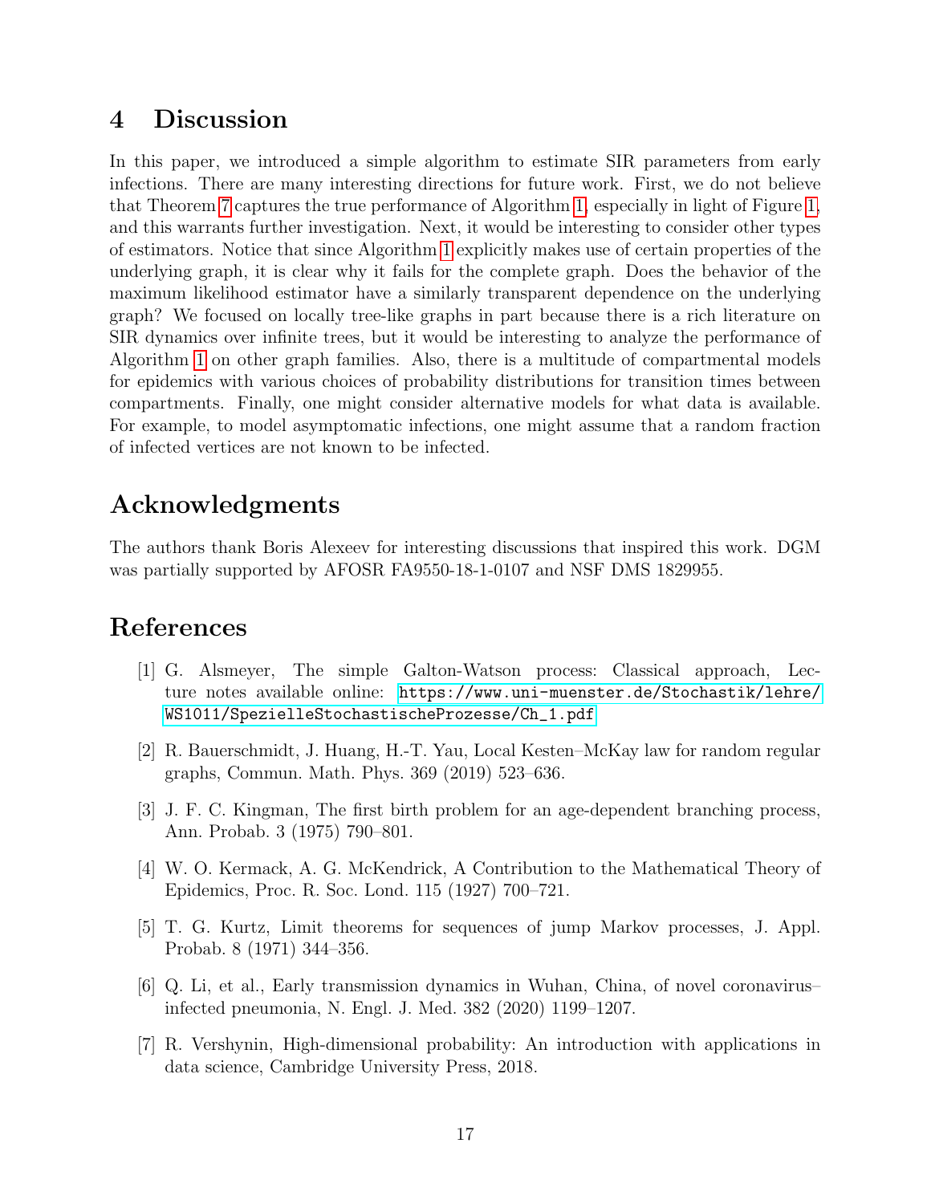## 4 Discussion

In this paper, we introduced a simple algorithm to estimate SIR parameters from early infections. There are many interesting directions for future work. First, we do not believe that Theorem 7 captures the true performance of Algorithm 1, especially in light of Figure 1, and this warrants further investigation. Next, it would be interesting to consider other types of estimators. Notice that since Algorithm 1 explicitly makes use of certain properties of the underlying graph, it is clear why it fails for the complete graph. Does the behavior of the maximum likelihood estimator have a similarly transparent dependence on the underlying graph? We focused on locally tree-like graphs in part because there is a rich literature on SIR dynamics over infinite trees, but it would be interesting to analyze the performance of Algorithm 1 on other graph families. Also, there is a multitude of compartmental models for epidemics with various choices of probability distributions for transition times between compartments. Finally, one might consider alternative models for what data is available. For example, to model asymptomatic infections, one might assume that a random fraction of infected vertices are not known to be infected.

## Acknowledgments

The authors thank Boris Alexeev for interesting discussions that inspired this work. DGM was partially supported by AFOSR FA9550-18-1-0107 and NSF DMS 1829955.

## References

[1] G. Alsmeyer, The simple Galton-Watson process: Classical approach, Lecture notes available online: https://www.uni-muenster.de/Stochastik/lehre/WS1011/SpezielleStochastischeProzesse/Ch_1.pdf

[2] R. Bauerschmidt, J. Huang, H.-T. Yau, Local Kesten–McKay law for random regular graphs, Commun. Math. Phys. 369 (2019) 523–636.

[3] J. F. C. Kingman, The first birth problem for an age-dependent branching process, Ann. Probab. 3 (1975) 790–801.

[4] W. O. Kermack, A. G. McKendrick, A Contribution to the Mathematical Theory of Epidemics, Proc. R. Soc. Lond. 115 (1927) 700–721.

[5] T. G. Kurtz, Limit theorems for sequences of jump Markov processes, J. Appl. Probab. 8 (1971) 344–356.

[6] Q. Li, et al., Early transmission dynamics in Wuhan, China, of novel coronavirus–infected pneumonia, N. Engl. J. Med. 382 (2020) 1199–1207.

[7] R. Vershynin, High-dimensional probability: An introduction with applications in data science, Cambridge University Press, 2018.